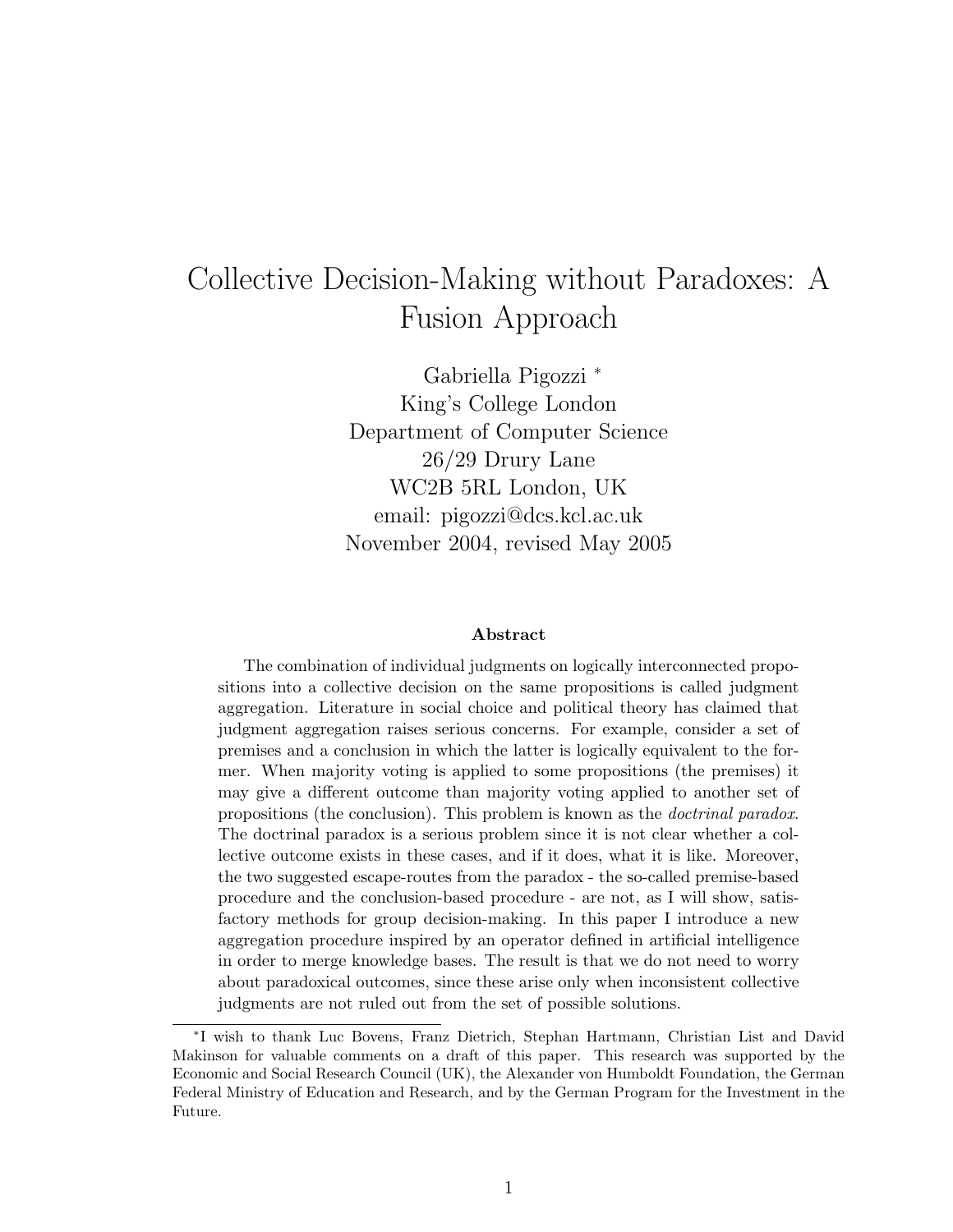# Collective Decision-Making without Paradoxes: A Fusion Approach

Gabriella Pigozzi [*]
King's College London
Department of Computer Science
26/29 Drury Lane
WC2B 5RL London, UK
email: pigozzi@dcs.kcl.ac.uk
November 2004, revised May 2005

### Abstract

The combination of individual judgments on logically interconnected propositions into a collective decision on the same propositions is called judgment aggregation. Literature in social choice and political theory has claimed that judgment aggregation raises serious concerns. For example, consider a set of premises and a conclusion in which the latter is logically equivalent to the former. When majority voting is applied to some propositions (the premises) it may give a different outcome than majority voting applied to another set of propositions (the conclusion). This problem is known as the *doctrinal paradox*. The doctrinal paradox is a serious problem since it is not clear whether a collective outcome exists in these cases, and if it does, what it is like. Moreover, the two suggested escape-routes from the paradox - the so-called premise-based procedure and the conclusion-based procedure - are not, as I will show, satisfactory methods for group decision-making. In this paper I introduce a new aggregation procedure inspired by an operator defined in artificial intelligence in order to merge knowledge bases. The result is that we do not need to worry about paradoxical outcomes, since these arise only when inconsistent collective judgments are not ruled out from the set of possible solutions.

---

[*] I wish to thank Luc Bovens, Franz Dietrich, Stephan Hartmann, Christian List and David Makinson for valuable comments on a draft of this paper. This research was supported by the Economic and Social Research Council (UK), the Alexander von Humboldt Foundation, the German Federal Ministry of Education and Research, and by the German Program for the Investment in the Future.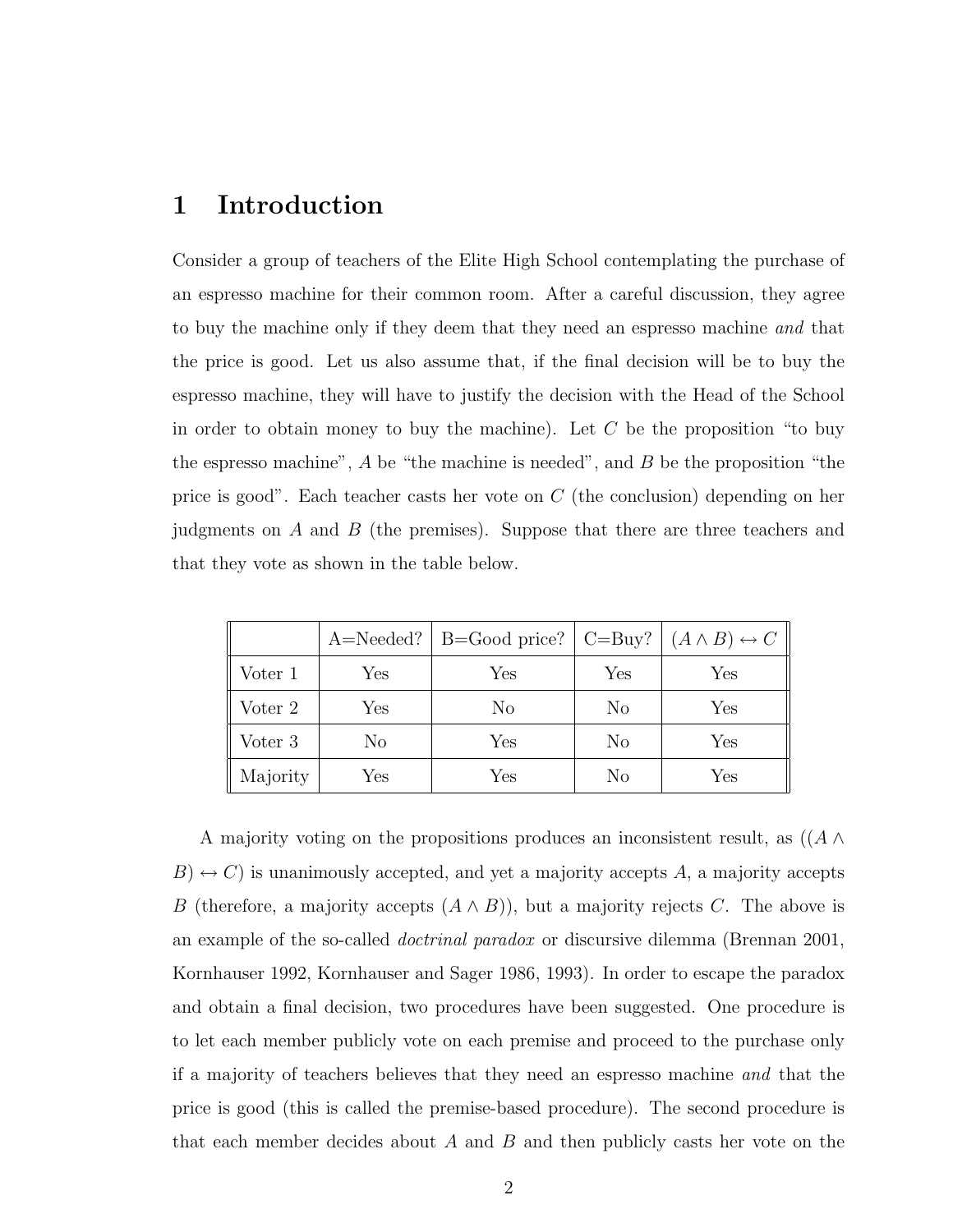# 1 Introduction

Consider a group of teachers of the Elite High School contemplating the purchase of an espresso machine for their common room. After a careful discussion, they agree to buy the machine only if they deem that they need an espresso machine *and* that the price is good. Let us also assume that, if the final decision will be to buy the espresso machine, they will have to justify the decision with the Head of the School in order to obtain money to buy the machine). Let $C$ be the proposition "to buy the espresso machine", $A$ be "the machine is needed", and $B$ be the proposition "the price is good". Each teacher casts her vote on $C$ (the conclusion) depending on her judgments on $A$ and $B$ (the premises). Suppose that there are three teachers and that they vote as shown in the table below.

| | A=Needed? | B=Good price? | C=Buy? | $(A \wedge B) \leftrightarrow C$ |
|---|---|---|---|---|
| Voter 1 | Yes | Yes | Yes | Yes |
| Voter 2 | Yes | No | No | Yes |
| Voter 3 | No | Yes | No | Yes |
| Majority | Yes | Yes | No | Yes |

A majority voting on the propositions produces an inconsistent result, as $((A \wedge B) \leftrightarrow C)$ is unanimously accepted, and yet a majority accepts $A$, a majority accepts $B$ (therefore, a majority accepts $(A \wedge B)$), but a majority rejects $C$. The above is an example of the so-called *doctrinal paradox* or discursive dilemma (Brennan 2001, Kornhauser 1992, Kornhauser and Sager 1986, 1993). In order to escape the paradox and obtain a final decision, two procedures have been suggested. One procedure is to let each member publicly vote on each premise and proceed to the purchase only if a majority of teachers believes that they need an espresso machine *and* that the price is good (this is called the premise-based procedure). The second procedure is that each member decides about $A$ and $B$ and then publicly casts her vote on the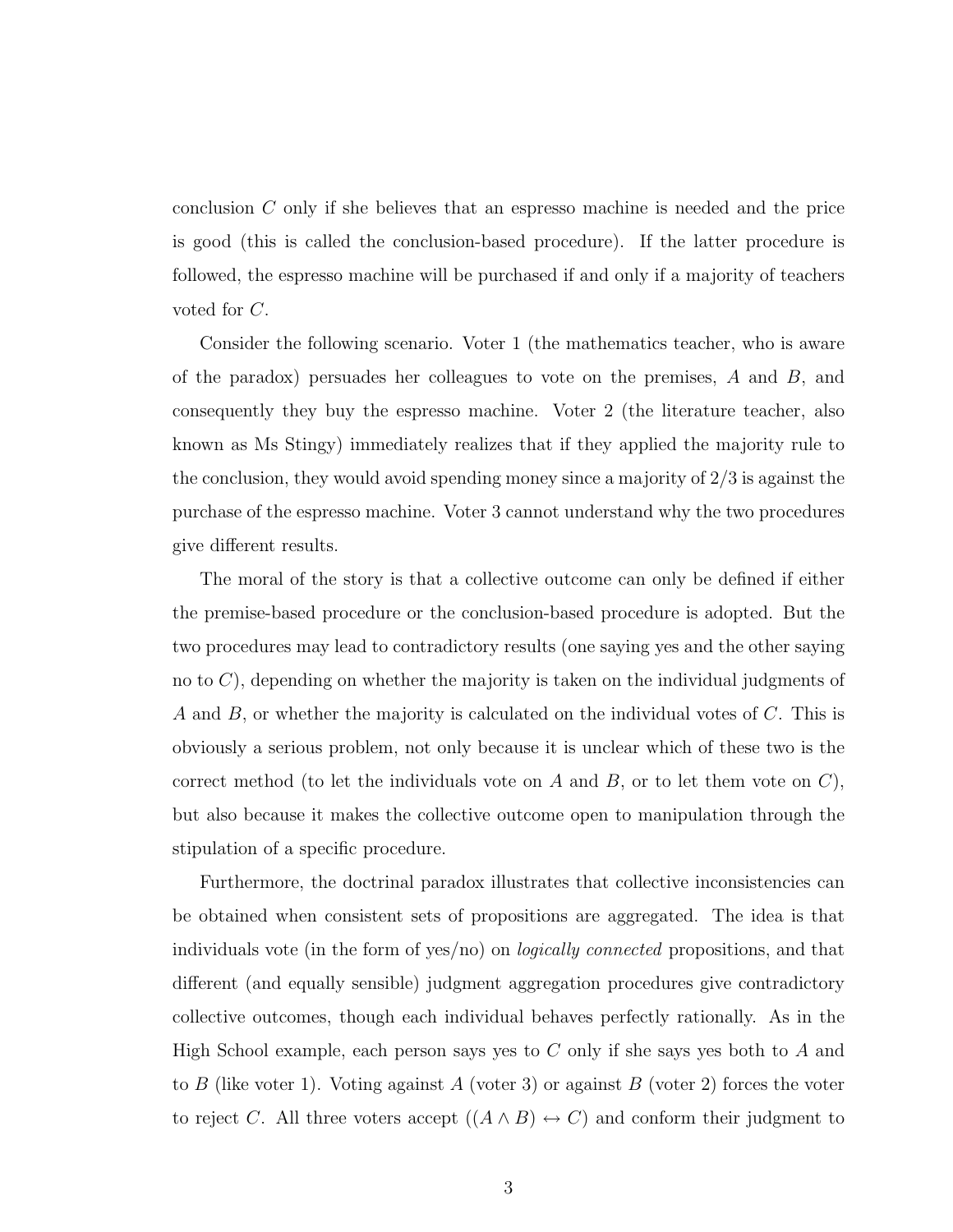conclusion $C$ only if she believes that an espresso machine is needed and the price is good (this is called the conclusion-based procedure). If the latter procedure is followed, the espresso machine will be purchased if and only if a majority of teachers voted for $C$.

Consider the following scenario. Voter 1 (the mathematics teacher, who is aware of the paradox) persuades her colleagues to vote on the premises, $A$ and $B$, and consequently they buy the espresso machine. Voter 2 (the literature teacher, also known as Ms Stingy) immediately realizes that if they applied the majority rule to the conclusion, they would avoid spending money since a majority of 2/3 is against the purchase of the espresso machine. Voter 3 cannot understand why the two procedures give different results.

The moral of the story is that a collective outcome can only be defined if either the premise-based procedure or the conclusion-based procedure is adopted. But the two procedures may lead to contradictory results (one saying yes and the other saying no to $C$), depending on whether the majority is taken on the individual judgments of $A$ and $B$, or whether the majority is calculated on the individual votes of $C$. This is obviously a serious problem, not only because it is unclear which of these two is the correct method (to let the individuals vote on $A$ and $B$, or to let them vote on $C$), but also because it makes the collective outcome open to manipulation through the stipulation of a specific procedure.

Furthermore, the doctrinal paradox illustrates that collective inconsistencies can be obtained when consistent sets of propositions are aggregated. The idea is that individuals vote (in the form of yes/no) on *logically connected* propositions, and that different (and equally sensible) judgment aggregation procedures give contradictory collective outcomes, though each individual behaves perfectly rationally. As in the High School example, each person says yes to $C$ only if she says yes both to $A$ and to $B$ (like voter 1). Voting against $A$ (voter 3) or against $B$ (voter 2) forces the voter to reject $C$. All three voters accept $((A \wedge B) \leftrightarrow C)$ and conform their judgment to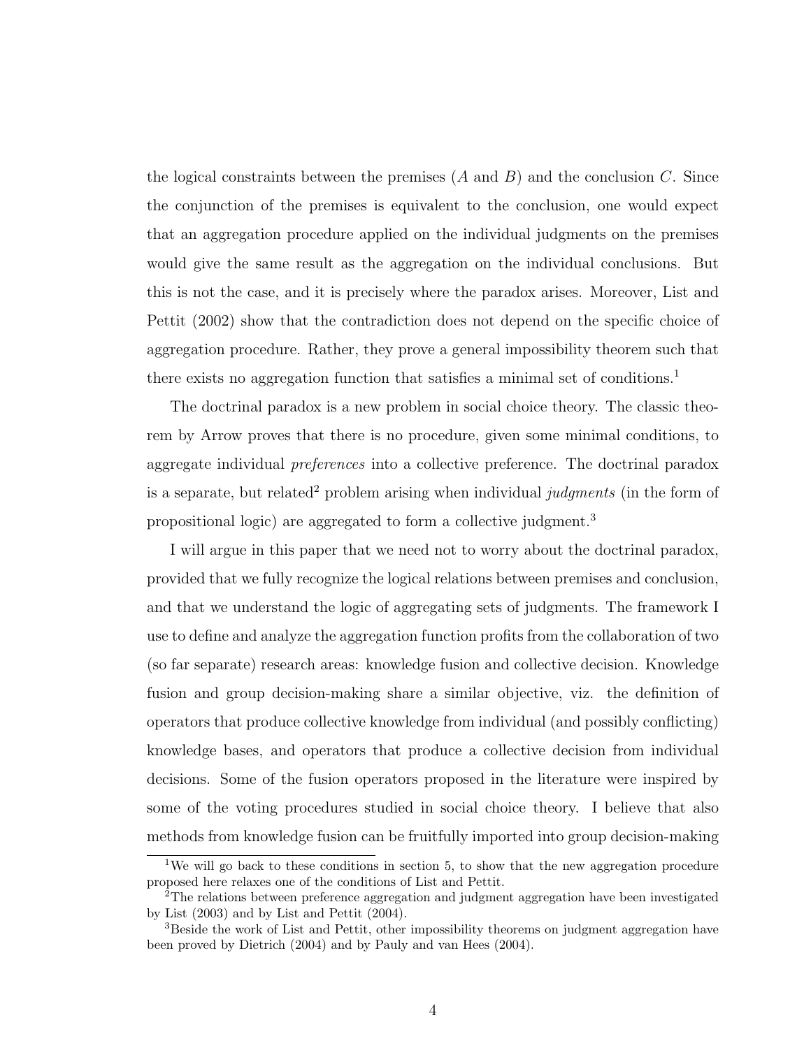the logical constraints between the premises ($A$ and $B$) and the conclusion $C$. Since the conjunction of the premises is equivalent to the conclusion, one would expect that an aggregation procedure applied on the individual judgments on the premises would give the same result as the aggregation on the individual conclusions. But this is not the case, and it is precisely where the paradox arises. Moreover, List and Pettit (2002) show that the contradiction does not depend on the specific choice of aggregation procedure. Rather, they prove a general impossibility theorem such that there exists no aggregation function that satisfies a minimal set of conditions.[1]

The doctrinal paradox is a new problem in social choice theory. The classic theorem by Arrow proves that there is no procedure, given some minimal conditions, to aggregate individual *preferences* into a collective preference. The doctrinal paradox is a separate, but related[2] problem arising when individual *judgments* (in the form of propositional logic) are aggregated to form a collective judgment.[3]

I will argue in this paper that we need not to worry about the doctrinal paradox, provided that we fully recognize the logical relations between premises and conclusion, and that we understand the logic of aggregating sets of judgments. The framework I use to define and analyze the aggregation function profits from the collaboration of two (so far separate) research areas: knowledge fusion and collective decision. Knowledge fusion and group decision-making share a similar objective, viz. the definition of operators that produce collective knowledge from individual (and possibly conflicting) knowledge bases, and operators that produce a collective decision from individual decisions. Some of the fusion operators proposed in the literature were inspired by some of the voting procedures studied in social choice theory. I believe that also methods from knowledge fusion can be fruitfully imported into group decision-making

---

[1] We will go back to these conditions in section 5, to show that the new aggregation procedure proposed here relaxes one of the conditions of List and Pettit.

[2] The relations between preference aggregation and judgment aggregation have been investigated by List (2003) and by List and Pettit (2004).

[3] Beside the work of List and Pettit, other impossibility theorems on judgment aggregation have been proved by Dietrich (2004) and by Pauly and van Hees (2004).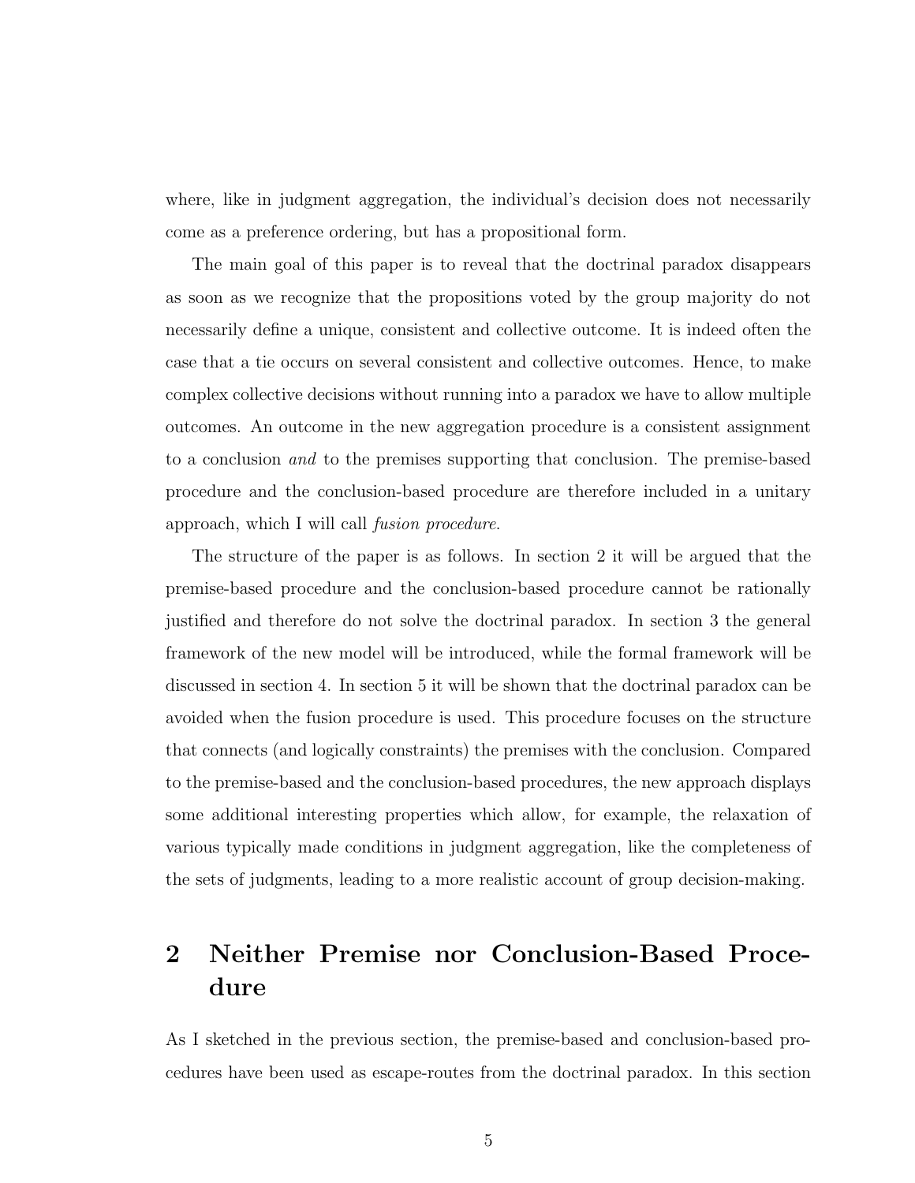where, like in judgment aggregation, the individual's decision does not necessarily come as a preference ordering, but has a propositional form.

The main goal of this paper is to reveal that the doctrinal paradox disappears as soon as we recognize that the propositions voted by the group majority do not necessarily define a unique, consistent and collective outcome. It is indeed often the case that a tie occurs on several consistent and collective outcomes. Hence, to make complex collective decisions without running into a paradox we have to allow multiple outcomes. An outcome in the new aggregation procedure is a consistent assignment to a conclusion *and* to the premises supporting that conclusion. The premise-based procedure and the conclusion-based procedure are therefore included in a unitary approach, which I will call *fusion procedure*.

The structure of the paper is as follows. In section 2 it will be argued that the premise-based procedure and the conclusion-based procedure cannot be rationally justified and therefore do not solve the doctrinal paradox. In section 3 the general framework of the new model will be introduced, while the formal framework will be discussed in section 4. In section 5 it will be shown that the doctrinal paradox can be avoided when the fusion procedure is used. This procedure focuses on the structure that connects (and logically constraints) the premises with the conclusion. Compared to the premise-based and the conclusion-based procedures, the new approach displays some additional interesting properties which allow, for example, the relaxation of various typically made conditions in judgment aggregation, like the completeness of the sets of judgments, leading to a more realistic account of group decision-making.

# 2 Neither Premise nor Conclusion-Based Procedure

As I sketched in the previous section, the premise-based and conclusion-based procedures have been used as escape-routes from the doctrinal paradox. In this section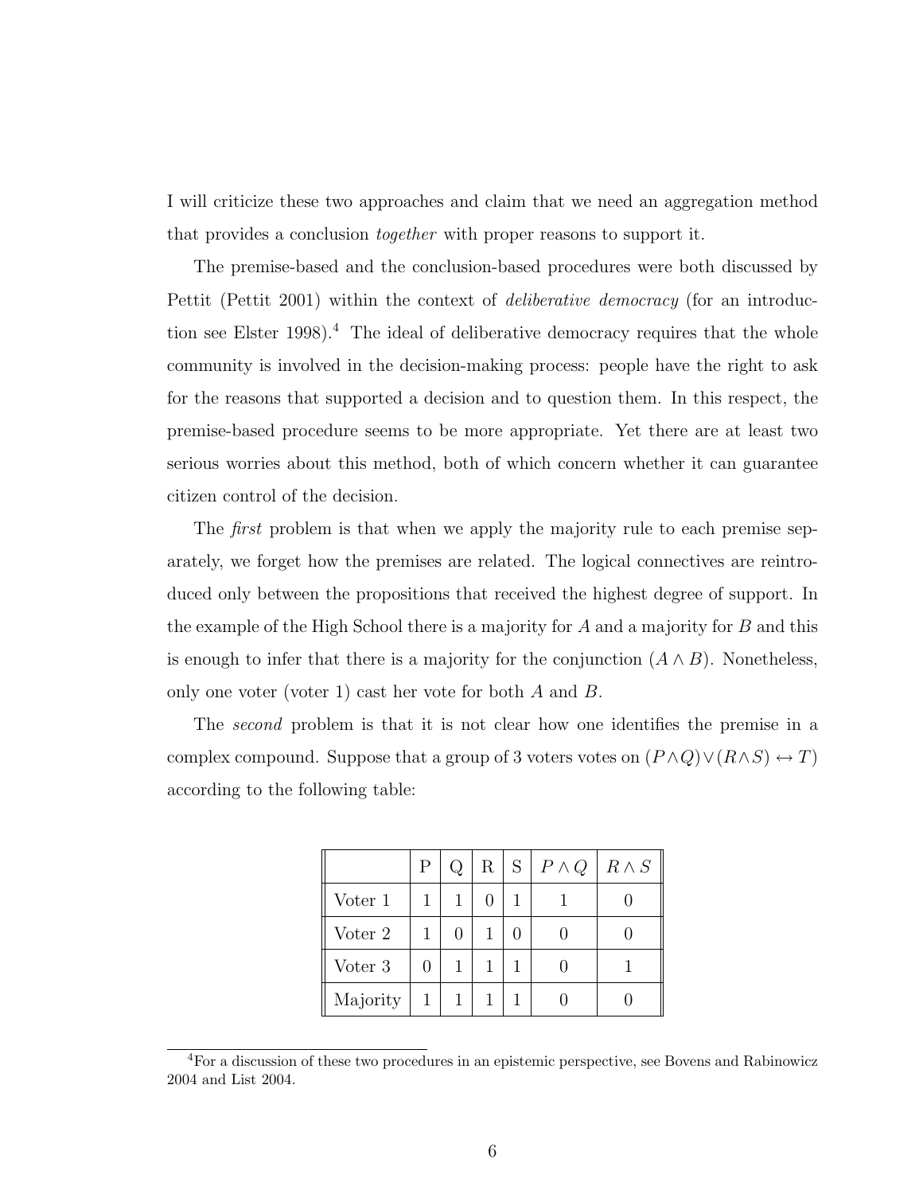I will criticize these two approaches and claim that we need an aggregation method that provides a conclusion *together* with proper reasons to support it.

The premise-based and the conclusion-based procedures were both discussed by Pettit (Pettit 2001) within the context of *deliberative democracy* (for an introduction see Elster 1998).[4] The ideal of deliberative democracy requires that the whole community is involved in the decision-making process: people have the right to ask for the reasons that supported a decision and to question them. In this respect, the premise-based procedure seems to be more appropriate. Yet there are at least two serious worries about this method, both of which concern whether it can guarantee citizen control of the decision.

The *first* problem is that when we apply the majority rule to each premise separately, we forget how the premises are related. The logical connectives are reintroduced only between the propositions that received the highest degree of support. In the example of the High School there is a majority for $A$ and a majority for $B$ and this is enough to infer that there is a majority for the conjunction $(A \wedge B)$. Nonetheless, only one voter (voter 1) cast her vote for both $A$ and $B$.

The *second* problem is that it is not clear how one identifies the premise in a complex compound. Suppose that a group of 3 voters votes on $(P \wedge Q) \vee (R \wedge S) \leftrightarrow T)$ according to the following table:

| | P | Q | R | S | $P \wedge Q$ | $R \wedge S$ |
|---|---|---|---|---|---|---|
| Voter 1 | 1 | 1 | 0 | 1 | 1 | 0 |
| Voter 2 | 1 | 0 | 1 | 0 | 0 | 0 |
| Voter 3 | 0 | 1 | 1 | 1 | 0 | 1 |
| Majority | 1 | 1 | 1 | 1 | 0 | 0 |

[4]For a discussion of these two procedures in an epistemic perspective, see Bovens and Rabinowicz 2004 and List 2004.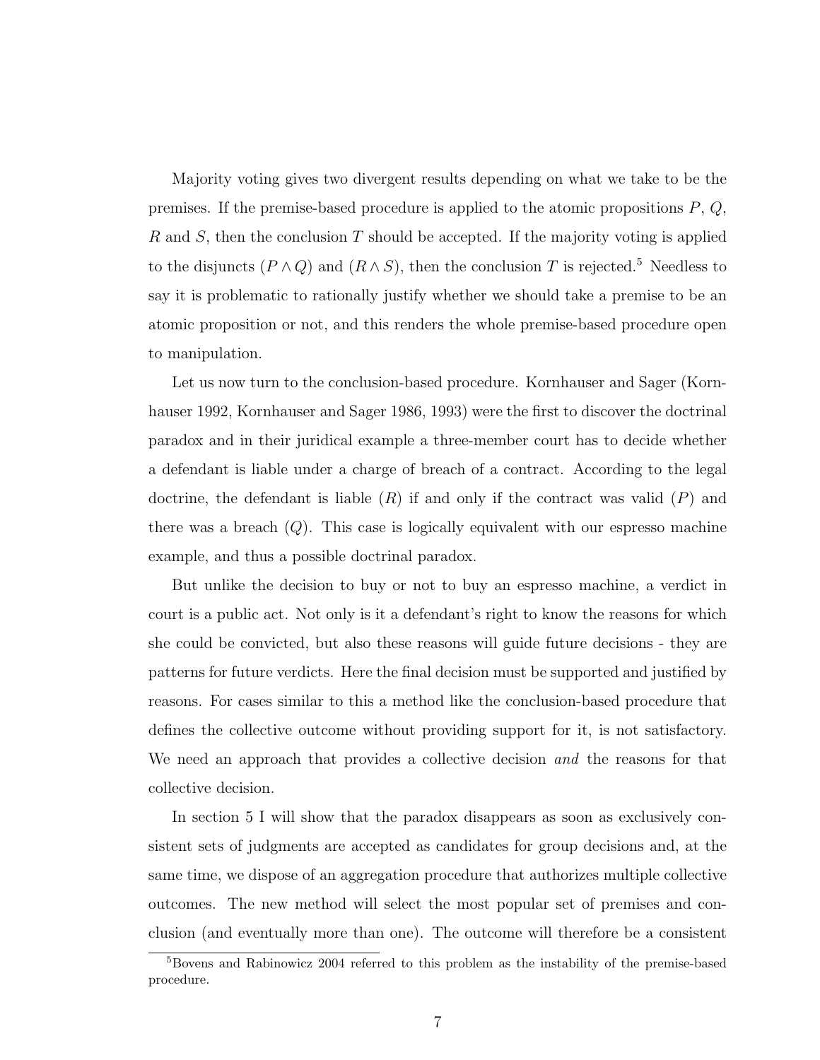Majority voting gives two divergent results depending on what we take to be the premises. If the premise-based procedure is applied to the atomic propositions $P$, $Q$, $R$ and $S$, then the conclusion $T$ should be accepted. If the majority voting is applied to the disjuncts $(P \wedge Q)$ and $(R \wedge S)$, then the conclusion $T$ is rejected.[5] Needless to say it is problematic to rationally justify whether we should take a premise to be an atomic proposition or not, and this renders the whole premise-based procedure open to manipulation.

Let us now turn to the conclusion-based procedure. Kornhauser and Sager (Kornhauser 1992, Kornhauser and Sager 1986, 1993) were the first to discover the doctrinal paradox and in their juridical example a three-member court has to decide whether a defendant is liable under a charge of breach of a contract. According to the legal doctrine, the defendant is liable ($R$) if and only if the contract was valid ($P$) and there was a breach ($Q$). This case is logically equivalent with our espresso machine example, and thus a possible doctrinal paradox.

But unlike the decision to buy or not to buy an espresso machine, a verdict in court is a public act. Not only is it a defendant's right to know the reasons for which she could be convicted, but also these reasons will guide future decisions - they are patterns for future verdicts. Here the final decision must be supported and justified by reasons. For cases similar to this a method like the conclusion-based procedure that defines the collective outcome without providing support for it, is not satisfactory. We need an approach that provides a collective decision *and* the reasons for that collective decision.

In section 5 I will show that the paradox disappears as soon as exclusively consistent sets of judgments are accepted as candidates for group decisions and, at the same time, we dispose of an aggregation procedure that authorizes multiple collective outcomes. The new method will select the most popular set of premises and conclusion (and eventually more than one). The outcome will therefore be a consistent

[5] Bovens and Rabinowicz 2004 referred to this problem as the instability of the premise-based procedure.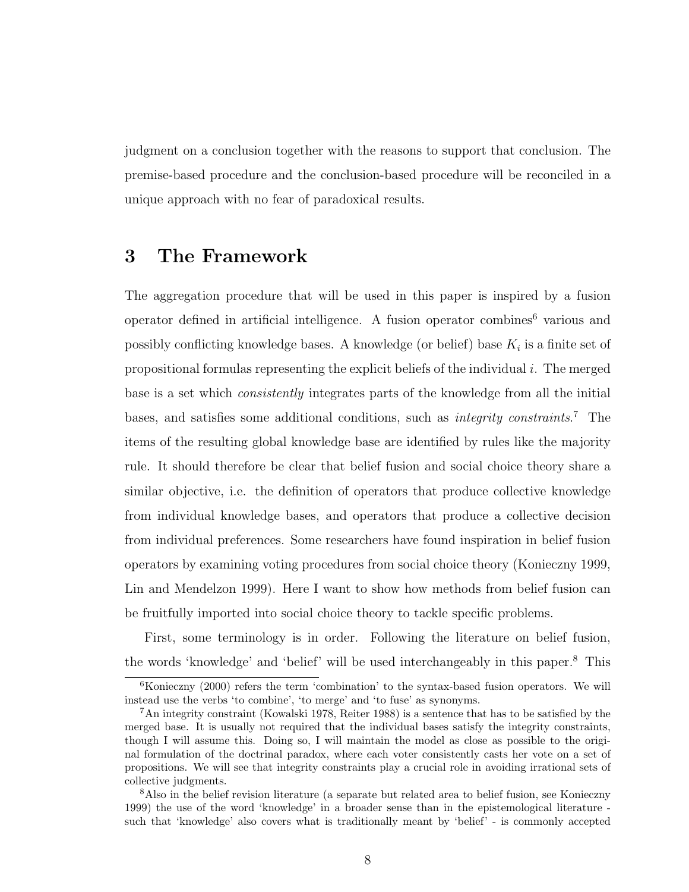judgment on a conclusion together with the reasons to support that conclusion. The premise-based procedure and the conclusion-based procedure will be reconciled in a unique approach with no fear of paradoxical results.

## 3 The Framework

The aggregation procedure that will be used in this paper is inspired by a fusion operator defined in artificial intelligence. A fusion operator combines[6] various and possibly conflicting knowledge bases. A knowledge (or belief) base $K_i$ is a finite set of propositional formulas representing the explicit beliefs of the individual $i$. The merged base is a set which *consistently* integrates parts of the knowledge from all the initial bases, and satisfies some additional conditions, such as *integrity constraints*.[7] The items of the resulting global knowledge base are identified by rules like the majority rule. It should therefore be clear that belief fusion and social choice theory share a similar objective, i.e. the definition of operators that produce collective knowledge from individual knowledge bases, and operators that produce a collective decision from individual preferences. Some researchers have found inspiration in belief fusion operators by examining voting procedures from social choice theory (Konieczny 1999, Lin and Mendelzon 1999). Here I want to show how methods from belief fusion can be fruitfully imported into social choice theory to tackle specific problems.

First, some terminology is in order. Following the literature on belief fusion, the words 'knowledge' and 'belief' will be used interchangeably in this paper.[8] This

---

[6] Konieczny (2000) refers the term 'combination' to the syntax-based fusion operators. We will instead use the verbs 'to combine', 'to merge' and 'to fuse' as synonyms.

[7] An integrity constraint (Kowalski 1978, Reiter 1988) is a sentence that has to be satisfied by the merged base. It is usually not required that the individual bases satisfy the integrity constraints, though I will assume this. Doing so, I will maintain the model as close as possible to the original formulation of the doctrinal paradox, where each voter consistently casts her vote on a set of propositions. We will see that integrity constraints play a crucial role in avoiding irrational sets of collective judgments.

[8] Also in the belief revision literature (a separate but related area to belief fusion, see Konieczny 1999) the use of the word 'knowledge' in a broader sense than in the epistemological literature - such that 'knowledge' also covers what is traditionally meant by 'belief' - is commonly accepted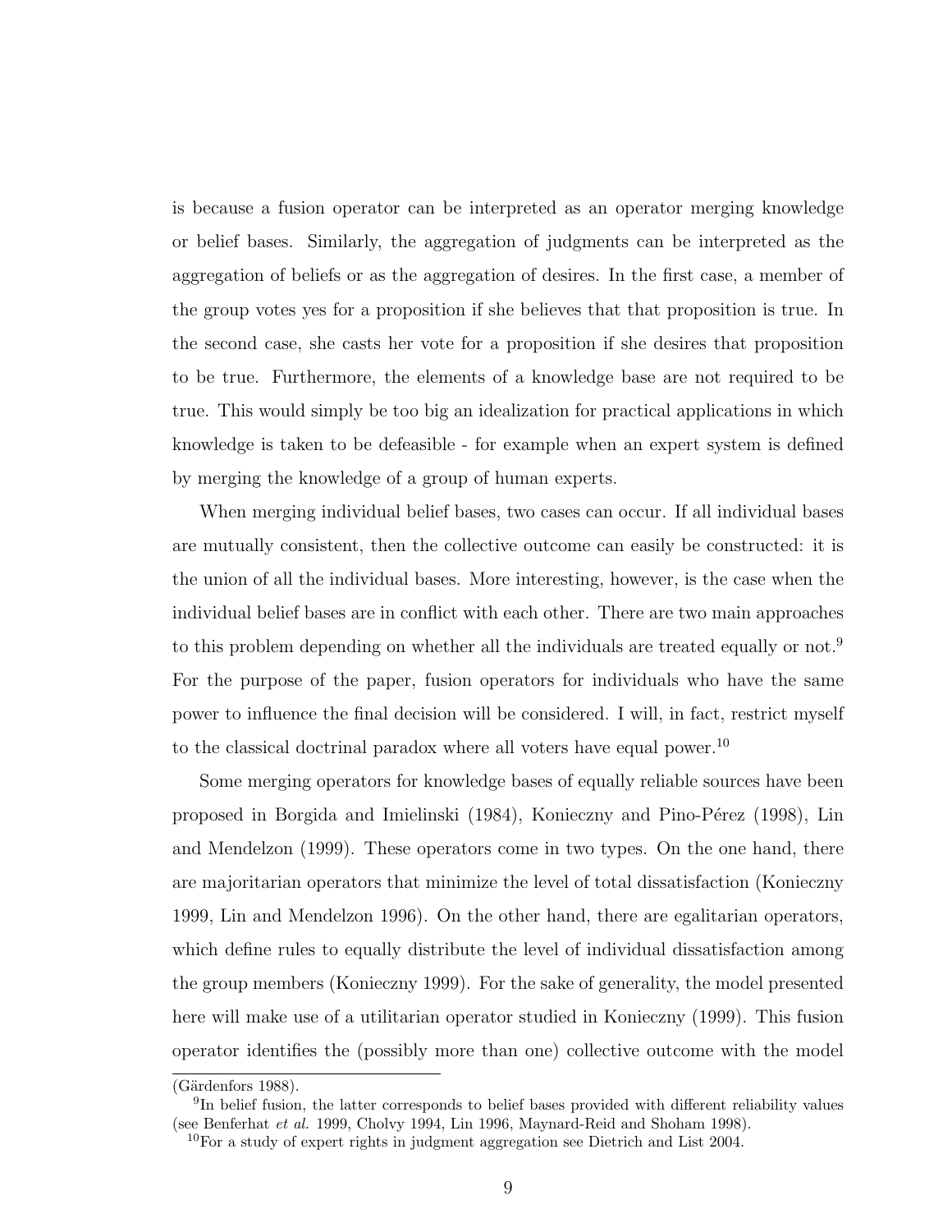is because a fusion operator can be interpreted as an operator merging knowledge or belief bases. Similarly, the aggregation of judgments can be interpreted as the aggregation of beliefs or as the aggregation of desires. In the first case, a member of the group votes yes for a proposition if she believes that that proposition is true. In the second case, she casts her vote for a proposition if she desires that proposition to be true. Furthermore, the elements of a knowledge base are not required to be true. This would simply be too big an idealization for practical applications in which knowledge is taken to be defeasible - for example when an expert system is defined by merging the knowledge of a group of human experts.

When merging individual belief bases, two cases can occur. If all individual bases are mutually consistent, then the collective outcome can easily be constructed: it is the union of all the individual bases. More interesting, however, is the case when the individual belief bases are in conflict with each other. There are two main approaches to this problem depending on whether all the individuals are treated equally or not.[9] For the purpose of the paper, fusion operators for individuals who have the same power to influence the final decision will be considered. I will, in fact, restrict myself to the classical doctrinal paradox where all voters have equal power.[10]

Some merging operators for knowledge bases of equally reliable sources have been proposed in Borgida and Imielinski (1984), Konieczny and Pino-Pérez (1998), Lin and Mendelzon (1999). These operators come in two types. On the one hand, there are majoritarian operators that minimize the level of total dissatisfaction (Konieczny 1999, Lin and Mendelzon 1996). On the other hand, there are egalitarian operators, which define rules to equally distribute the level of individual dissatisfaction among the group members (Konieczny 1999). For the sake of generality, the model presented here will make use of a utilitarian operator studied in Konieczny (1999). This fusion operator identifies the (possibly more than one) collective outcome with the model

(Gärdenfors 1988).

[9]In belief fusion, the latter corresponds to belief bases provided with different reliability values (see Benferhat *et al.* 1999, Cholvy 1994, Lin 1996, Maynard-Reid and Shoham 1998).

[10]For a study of expert rights in judgment aggregation see Dietrich and List 2004.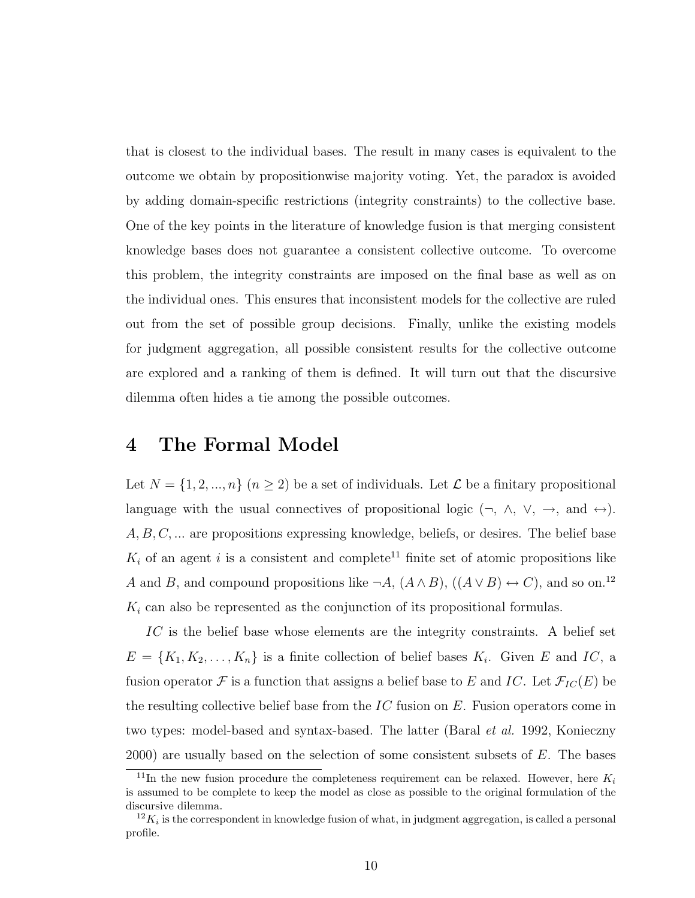that is closest to the individual bases. The result in many cases is equivalent to the outcome we obtain by propositionwise majority voting. Yet, the paradox is avoided by adding domain-specific restrictions (integrity constraints) to the collective base. One of the key points in the literature of knowledge fusion is that merging consistent knowledge bases does not guarantee a consistent collective outcome. To overcome this problem, the integrity constraints are imposed on the final base as well as on the individual ones. This ensures that inconsistent models for the collective are ruled out from the set of possible group decisions. Finally, unlike the existing models for judgment aggregation, all possible consistent results for the collective outcome are explored and a ranking of them is defined. It will turn out that the discursive dilemma often hides a tie among the possible outcomes.

# 4 The Formal Model

Let $N = \{1, 2, ..., n\}$ ($n \geq 2$) be a set of individuals. Let $\mathcal{L}$ be a finitary propositional language with the usual connectives of propositional logic ($\neg$, $\wedge$, $\vee$, $\rightarrow$, and $\leftrightarrow$). $A, B, C, ...$ are propositions expressing knowledge, beliefs, or desires. The belief base $K_i$ of an agent $i$ is a consistent and complete[11] finite set of atomic propositions like $A$ and $B$, and compound propositions like $\neg A$, $(A \wedge B)$, $((A \vee B) \leftrightarrow C)$, and so on.[12] $K_i$ can also be represented as the conjunction of its propositional formulas.

$IC$ is the belief base whose elements are the integrity constraints. A belief set $E = \{K_1, K_2, \dots, K_n\}$ is a finite collection of belief bases $K_i$. Given $E$ and $IC$, a fusion operator $\mathcal{F}$ is a function that assigns a belief base to $E$ and $IC$. Let $\mathcal{F}_{IC}(E)$ be the resulting collective belief base from the $IC$ fusion on $E$. Fusion operators come in two types: model-based and syntax-based. The latter (Baral *et al.* 1992, Konieczny 2000) are usually based on the selection of some consistent subsets of $E$. The bases

[11] In the new fusion procedure the completeness requirement can be relaxed. However, here $K_i$ is assumed to be complete to keep the model as close as possible to the original formulation of the discursive dilemma.

[12] $K_i$ is the correspondent in knowledge fusion of what, in judgment aggregation, is called a personal profile.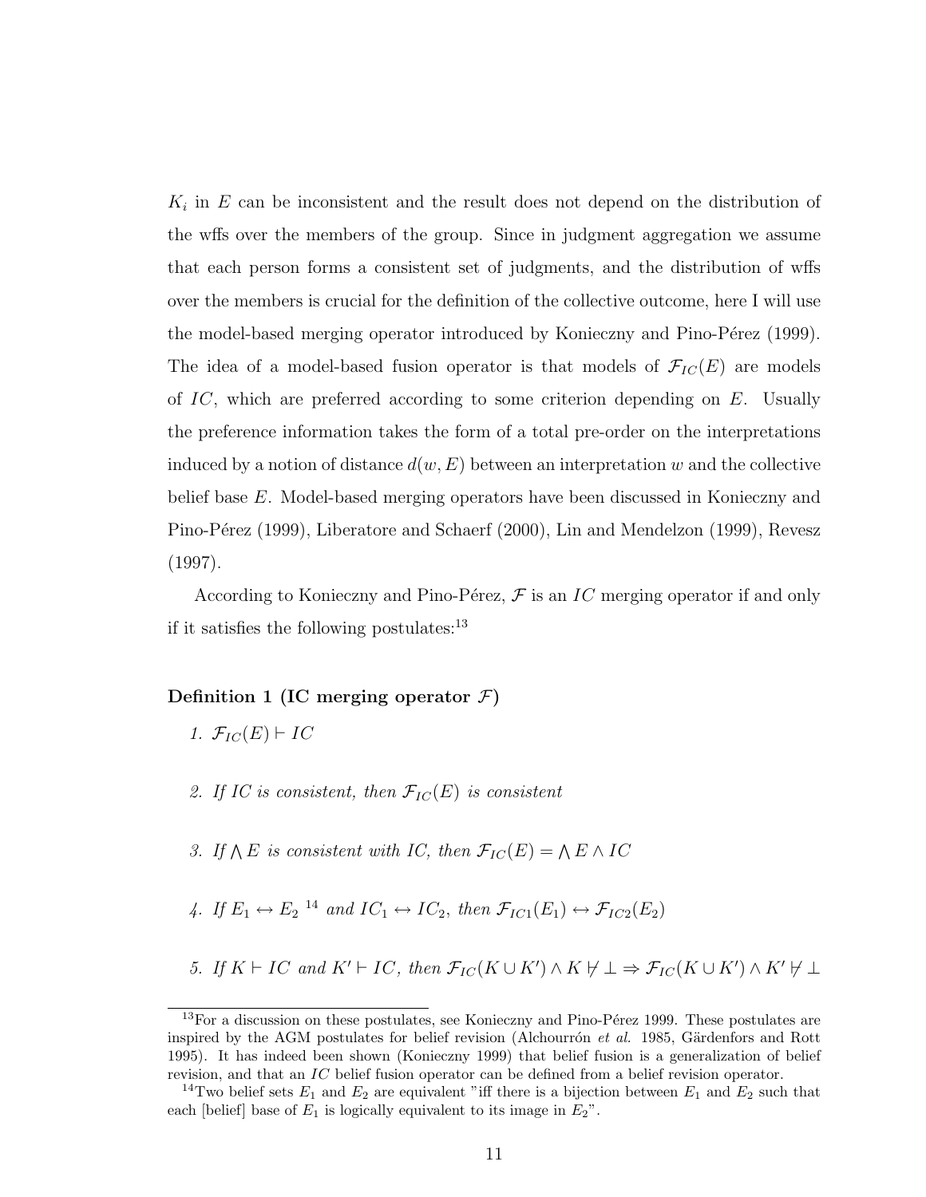$K_i$ in $E$ can be inconsistent and the result does not depend on the distribution of the wffs over the members of the group. Since in judgment aggregation we assume that each person forms a consistent set of judgments, and the distribution of wffs over the members is crucial for the definition of the collective outcome, here I will use the model-based merging operator introduced by Konieczny and Pino-Pérez (1999). The idea of a model-based fusion operator is that models of $\mathcal{F}_{IC}(E)$ are models of $IC$, which are preferred according to some criterion depending on $E$. Usually the preference information takes the form of a total pre-order on the interpretations induced by a notion of distance $d(w, E)$ between an interpretation $w$ and the collective belief base $E$. Model-based merging operators have been discussed in Konieczny and Pino-Pérez (1999), Liberatore and Schaerf (2000), Lin and Mendelzon (1999), Revesz (1997).

According to Konieczny and Pino-Pérez, $\mathcal{F}$ is an $IC$ merging operator if and only if it satisfies the following postulates:[13]

**Definition 1 (IC merging operator $\mathcal{F}$)**

1. $\mathcal{F}_{IC}(E) \vdash IC$

2. *If IC is consistent, then* $\mathcal{F}_{IC}(E)$ *is consistent*

3. *If* $\bigwedge E$ *is consistent with IC, then* $\mathcal{F}_{IC}(E) = \bigwedge E \wedge IC$

4. *If* $E_1 \leftrightarrow E_2$ [14] *and* $IC_1 \leftrightarrow IC_2$*, then* $\mathcal{F}_{IC1}(E_1) \leftrightarrow \mathcal{F}_{IC2}(E_2)$

5. *If* $K \vdash IC$ *and* $K' \vdash IC$*, then* $\mathcal{F}_{IC}(K \cup K') \wedge K \nvdash \bot \Rightarrow \mathcal{F}_{IC}(K \cup K') \wedge K' \nvdash \bot$

---

[13] For a discussion on these postulates, see Konieczny and Pino-Pérez 1999. These postulates are inspired by the AGM postulates for belief revision (Alchourrón *et al.* 1985, Gärdenfors and Rott 1995). It has indeed been shown (Konieczny 1999) that belief fusion is a generalization of belief revision, and that an $IC$ belief fusion operator can be defined from a belief revision operator.

[14] Two belief sets $E_1$ and $E_2$ are equivalent "iff there is a bijection between $E_1$ and $E_2$ such that each [belief] base of $E_1$ is logically equivalent to its image in $E_2$".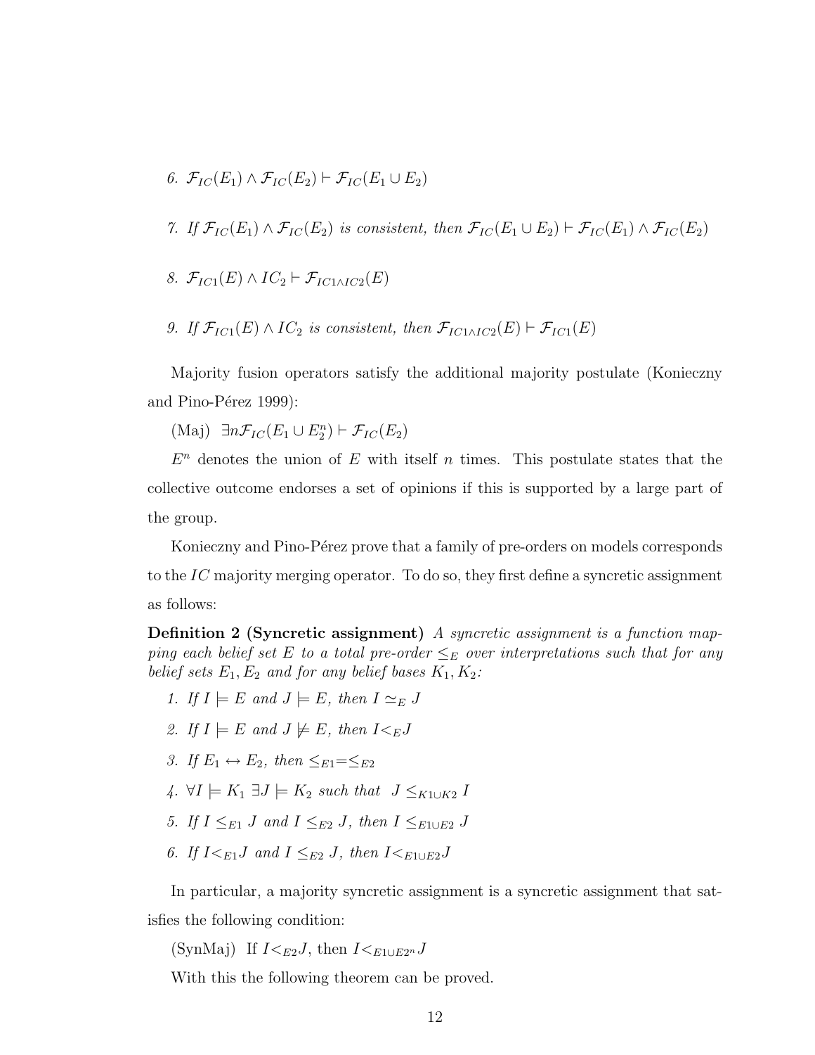6. $\mathcal{F}_{IC}(E_1) \wedge \mathcal{F}_{IC}(E_2) \vdash \mathcal{F}_{IC}(E_1 \cup E_2)$

7. *If* $\mathcal{F}_{IC}(E_1) \wedge \mathcal{F}_{IC}(E_2)$ *is consistent, then* $\mathcal{F}_{IC}(E_1 \cup E_2) \vdash \mathcal{F}_{IC}(E_1) \wedge \mathcal{F}_{IC}(E_2)$

8. $\mathcal{F}_{IC1}(E) \wedge IC_2 \vdash \mathcal{F}_{IC1 \wedge IC2}(E)$

9. *If* $\mathcal{F}_{IC1}(E) \wedge IC_2$ *is consistent, then* $\mathcal{F}_{IC1 \wedge IC2}(E) \vdash \mathcal{F}_{IC1}(E)$

Majority fusion operators satisfy the additional majority postulate (Konieczny and Pino-Pérez 1999):

(Maj) $\exists n \mathcal{F}_{IC}(E_1 \cup E_2^n) \vdash \mathcal{F}_{IC}(E_2)$

$E^n$ denotes the union of $E$ with itself $n$ times. This postulate states that the collective outcome endorses a set of opinions if this is supported by a large part of the group.

Konieczny and Pino-Pérez prove that a family of pre-orders on models corresponds to the $IC$ majority merging operator. To do so, they first define a syncretic assignment as follows:

**Definition 2 (Syncretic assignment)** *A syncretic assignment is a function mapping each belief set $E$ to a total pre-order $\leq_E$ over interpretations such that for any belief sets $E_1, E_2$ and for any belief bases $K_1, K_2$:*

1. *If* $I \models E$ *and* $J \models E$*, then* $I \simeq_E J$
2. *If* $I \models E$ *and* $J \not\models E$*, then* $I <_E J$
3. *If* $E_1 \leftrightarrow E_2$*, then* $\leq_{E1} = \leq_{E2}$
4. $\forall I \models K_1 \; \exists J \models K_2$ *such that* $J \leq_{K1 \cup K2} I$
5. *If* $I \leq_{E1} J$ *and* $I \leq_{E2} J$*, then* $I \leq_{E1 \cup E2} J$
6. *If* $I <_{E1} J$ *and* $I \leq_{E2} J$*, then* $I <_{E1 \cup E2} J$

In particular, a majority syncretic assignment is a syncretic assignment that satisfies the following condition:

(SynMaj) If $I <_{E2} J$, then $I <_{E1 \cup E2^n} J$

With this the following theorem can be proved.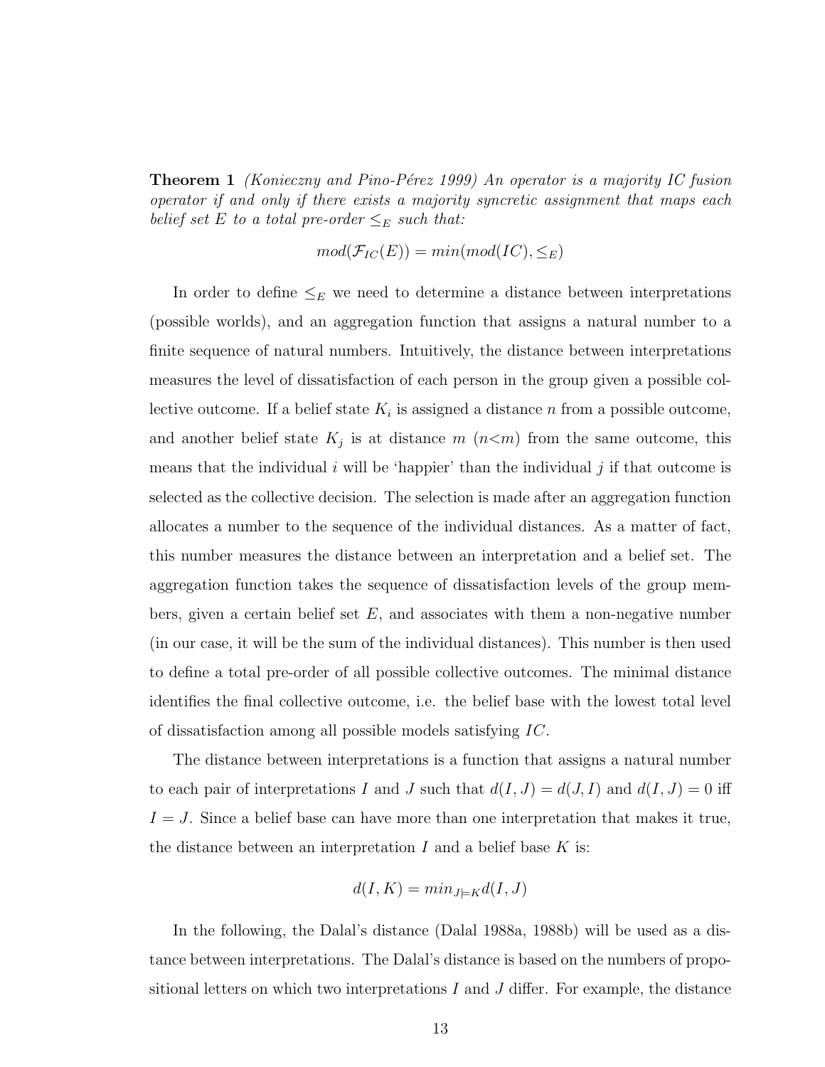**Theorem 1** *(Konieczny and Pino-Pérez 1999) An operator is a majority IC fusion operator if and only if there exists a majority syncretic assignment that maps each belief set $E$ to a total pre-order $\leq_E$ such that:*

$$mod(\mathcal{F}_{IC}(E)) = min(mod(IC), \leq_E)$$

In order to define $\leq_E$ we need to determine a distance between interpretations (possible worlds), and an aggregation function that assigns a natural number to a finite sequence of natural numbers. Intuitively, the distance between interpretations measures the level of dissatisfaction of each person in the group given a possible collective outcome. If a belief state $K_i$ is assigned a distance $n$ from a possible outcome, and another belief state $K_j$ is at distance $m$ ($n<m$) from the same outcome, this means that the individual $i$ will be 'happier' than the individual $j$ if that outcome is selected as the collective decision. The selection is made after an aggregation function allocates a number to the sequence of the individual distances. As a matter of fact, this number measures the distance between an interpretation and a belief set. The aggregation function takes the sequence of dissatisfaction levels of the group members, given a certain belief set $E$, and associates with them a non-negative number (in our case, it will be the sum of the individual distances). This number is then used to define a total pre-order of all possible collective outcomes. The minimal distance identifies the final collective outcome, i.e. the belief base with the lowest total level of dissatisfaction among all possible models satisfying $IC$.

The distance between interpretations is a function that assigns a natural number to each pair of interpretations $I$ and $J$ such that $d(I, J) = d(J, I)$ and $d(I, J) = 0$ iff $I = J$. Since a belief base can have more than one interpretation that makes it true, the distance between an interpretation $I$ and a belief base $K$ is:

$$d(I, K) = min_{J \models K} d(I, J)$$

In the following, the Dalal's distance (Dalal 1988a, 1988b) will be used as a distance between interpretations. The Dalal's distance is based on the numbers of propositional letters on which two interpretations $I$ and $J$ differ. For example, the distance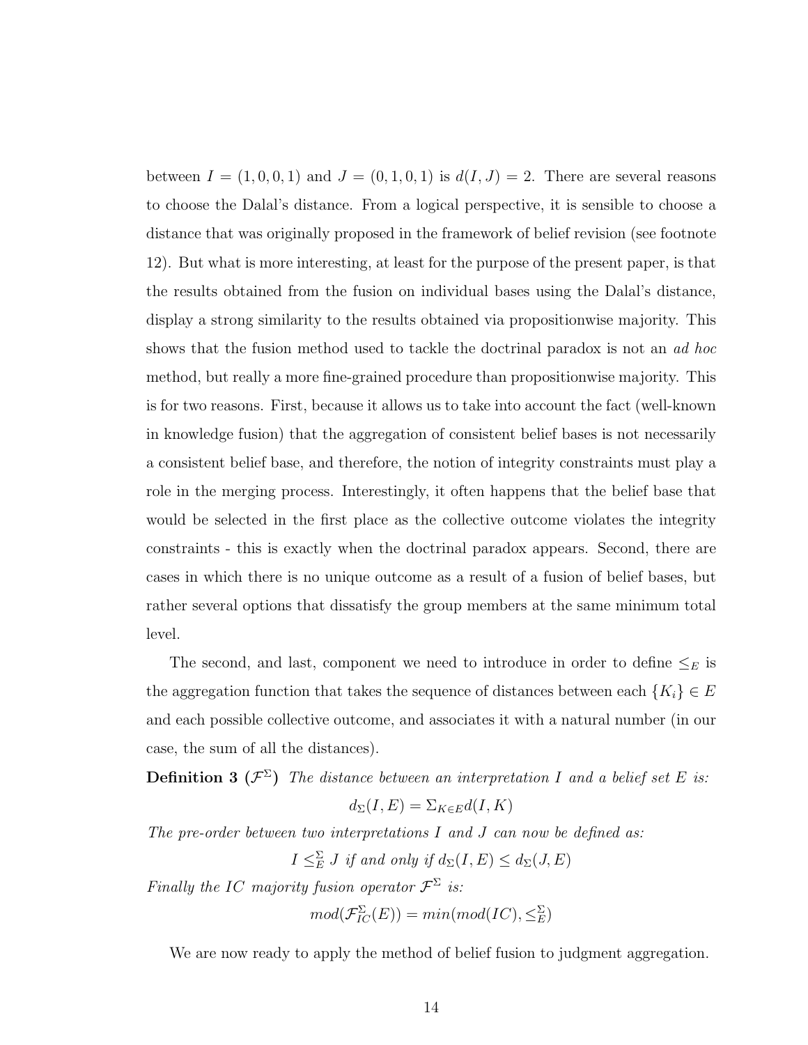between $I = (1, 0, 0, 1)$ and $J = (0, 1, 0, 1)$ is $d(I, J) = 2$. There are several reasons to choose the Dalal's distance. From a logical perspective, it is sensible to choose a distance that was originally proposed in the framework of belief revision (see footnote 12). But what is more interesting, at least for the purpose of the present paper, is that the results obtained from the fusion on individual bases using the Dalal's distance, display a strong similarity to the results obtained via propositionwise majority. This shows that the fusion method used to tackle the doctrinal paradox is not an *ad hoc* method, but really a more fine-grained procedure than propositionwise majority. This is for two reasons. First, because it allows us to take into account the fact (well-known in knowledge fusion) that the aggregation of consistent belief bases is not necessarily a consistent belief base, and therefore, the notion of integrity constraints must play a role in the merging process. Interestingly, it often happens that the belief base that would be selected in the first place as the collective outcome violates the integrity constraints - this is exactly when the doctrinal paradox appears. Second, there are cases in which there is no unique outcome as a result of a fusion of belief bases, but rather several options that dissatisfy the group members at the same minimum total level.

The second, and last, component we need to introduce in order to define $\leq_E$ is the aggregation function that takes the sequence of distances between each $\{K_i\} \in E$ and each possible collective outcome, and associates it with a natural number (in our case, the sum of all the distances).

**Definition 3** ($\mathcal{F}^{\Sigma}$) *The distance between an interpretation $I$ and a belief set $E$ is:*

$$d_{\Sigma}(I, E) = \Sigma_{K \in E} d(I, K)$$

*The pre-order between two interpretations $I$ and $J$ can now be defined as:*

$$I \leq_E^{\Sigma} J \text{ if and only if } d_{\Sigma}(I, E) \leq d_{\Sigma}(J, E)$$

*Finally the IC majority fusion operator $\mathcal{F}^{\Sigma}$ is:*

$$mod(\mathcal{F}_{IC}^{\Sigma}(E)) = min(mod(IC), \leq_E^{\Sigma})$$

We are now ready to apply the method of belief fusion to judgment aggregation.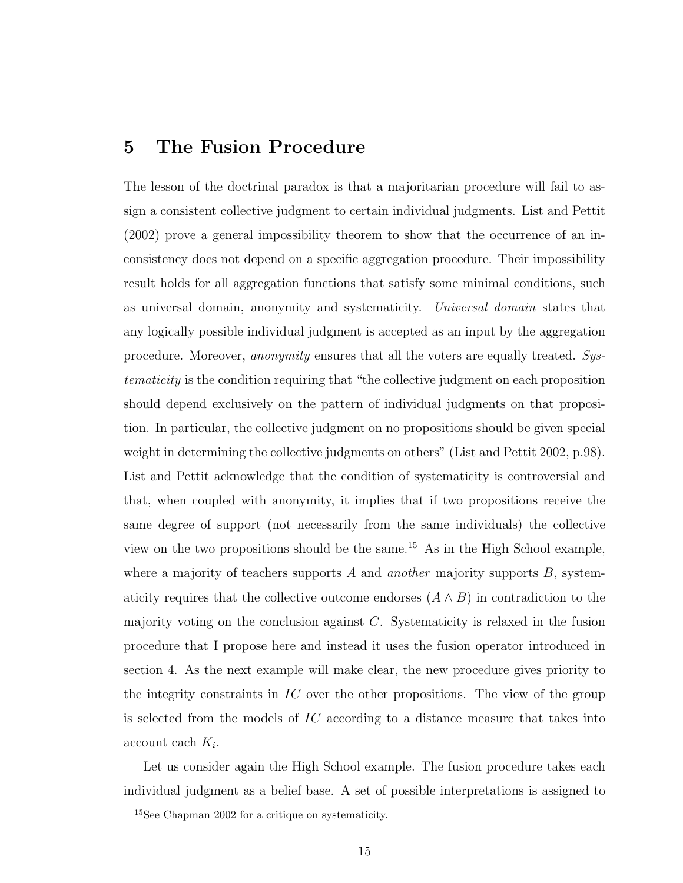## 5 The Fusion Procedure

The lesson of the doctrinal paradox is that a majoritarian procedure will fail to assign a consistent collective judgment to certain individual judgments. List and Pettit (2002) prove a general impossibility theorem to show that the occurrence of an inconsistency does not depend on a specific aggregation procedure. Their impossibility result holds for all aggregation functions that satisfy some minimal conditions, such as universal domain, anonymity and systematicity. *Universal domain* states that any logically possible individual judgment is accepted as an input by the aggregation procedure. Moreover, *anonymity* ensures that all the voters are equally treated. *Systematicity* is the condition requiring that "the collective judgment on each proposition should depend exclusively on the pattern of individual judgments on that proposition. In particular, the collective judgment on no propositions should be given special weight in determining the collective judgments on others" (List and Pettit 2002, p.98). List and Pettit acknowledge that the condition of systematicity is controversial and that, when coupled with anonymity, it implies that if two propositions receive the same degree of support (not necessarily from the same individuals) the collective view on the two propositions should be the same.[15] As in the High School example, where a majority of teachers supports $A$ and *another* majority supports $B$, systematicity requires that the collective outcome endorses $(A \wedge B)$ in contradiction to the majority voting on the conclusion against $C$. Systematicity is relaxed in the fusion procedure that I propose here and instead it uses the fusion operator introduced in section 4. As the next example will make clear, the new procedure gives priority to the integrity constraints in $IC$ over the other propositions. The view of the group is selected from the models of $IC$ according to a distance measure that takes into account each $K_i$.

Let us consider again the High School example. The fusion procedure takes each individual judgment as a belief base. A set of possible interpretations is assigned to

[15] See Chapman 2002 for a critique on systematicity.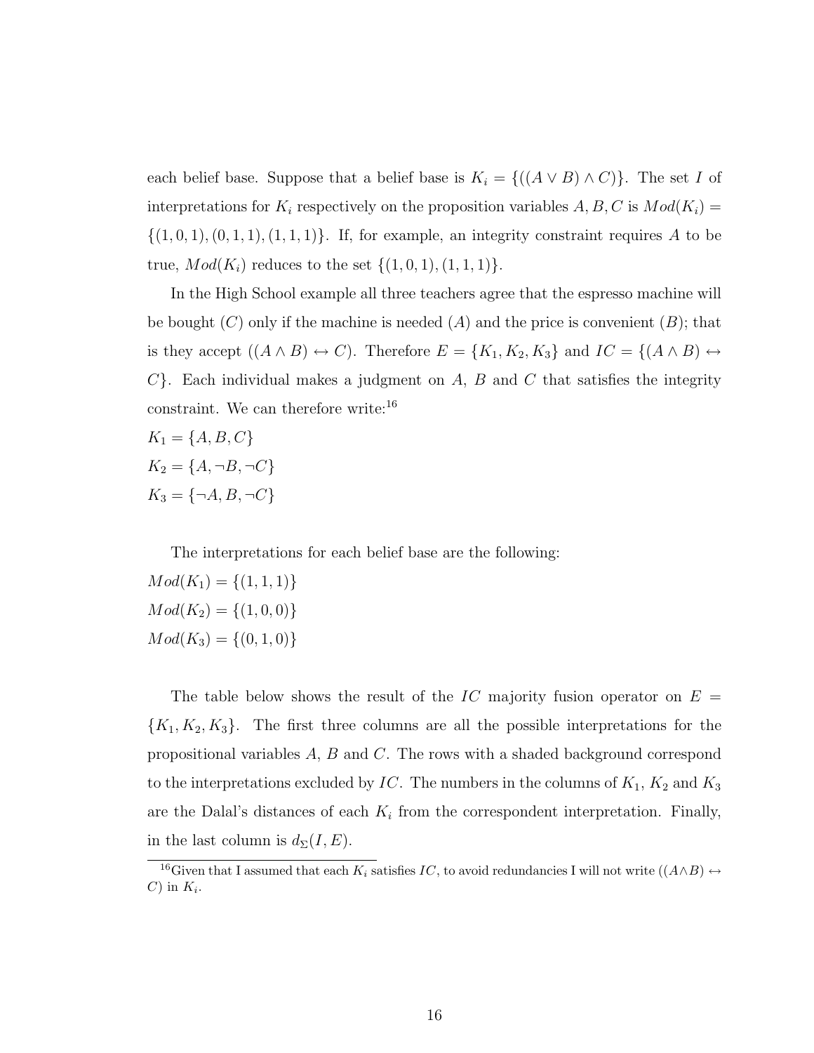each belief base. Suppose that a belief base is $K_i = \{((A \vee B) \wedge C)\}$. The set $I$ of interpretations for $K_i$ respectively on the proposition variables $A, B, C$ is $Mod(K_i) = \{(1,0,1), (0,1,1), (1,1,1)\}$. If, for example, an integrity constraint requires $A$ to be true, $Mod(K_i)$ reduces to the set $\{(1,0,1), (1,1,1)\}$.

In the High School example all three teachers agree that the espresso machine will be bought ($C$) only if the machine is needed ($A$) and the price is convenient ($B$); that is they accept $((A \wedge B) \leftrightarrow C)$. Therefore $E = \{K_1, K_2, K_3\}$ and $IC = \{(A \wedge B) \leftrightarrow C\}$. Each individual makes a judgment on $A$, $B$ and $C$ that satisfies the integrity constraint. We can therefore write:[16]

$K_1 = \{A, B, C\}$

$K_2 = \{A, \neg B, \neg C\}$

$K_3 = \{\neg A, B, \neg C\}$

The interpretations for each belief base are the following:

$Mod(K_1) = \{(1,1,1)\}$

$Mod(K_2) = \{(1,0,0)\}$

$Mod(K_3) = \{(0,1,0)\}$

The table below shows the result of the $IC$ majority fusion operator on $E = \{K_1, K_2, K_3\}$. The first three columns are all the possible interpretations for the propositional variables $A$, $B$ and $C$. The rows with a shaded background correspond to the interpretations excluded by $IC$. The numbers in the columns of $K_1$, $K_2$ and $K_3$ are the Dalal's distances of each $K_i$ from the correspondent interpretation. Finally, in the last column is $d_{\Sigma}(I, E)$.

---

[16] Given that I assumed that each $K_i$ satisfies $IC$, to avoid redundancies I will not write $((A \wedge B) \leftrightarrow C)$ in $K_i$.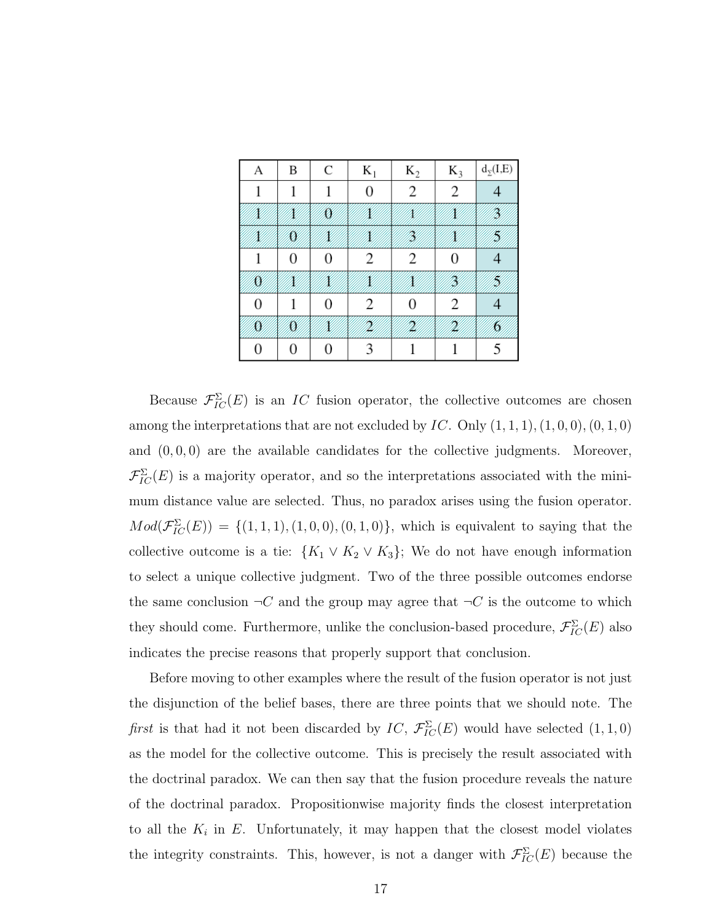| A | B | C | $K_1$ | $K_2$ | $K_3$ | $d_\Sigma(I,E)$ |
|---|---|---|---|---|---|---|
| 1 | 1 | 1 | 0 | 2 | 2 | 4 |
| 1 | 1 | 0 | 1 | 1 | 1 | 3 |
| 1 | 0 | 1 | 1 | 3 | 1 | 5 |
| 1 | 0 | 0 | 2 | 2 | 0 | 4 |
| 0 | 1 | 1 | 1 | 1 | 3 | 5 |
| 0 | 1 | 0 | 2 | 0 | 2 | 4 |
| 0 | 0 | 1 | 2 | 2 | 2 | 6 |
| 0 | 0 | 0 | 3 | 1 | 1 | 5 |

Because $\mathcal{F}_{IC}^{\Sigma}(E)$ is an $IC$ fusion operator, the collective outcomes are chosen among the interpretations that are not excluded by $IC$. Only $(1,1,1), (1,0,0), (0,1,0)$ and $(0,0,0)$ are the available candidates for the collective judgments. Moreover, $\mathcal{F}_{IC}^{\Sigma}(E)$ is a majority operator, and so the interpretations associated with the minimum distance value are selected. Thus, no paradox arises using the fusion operator. $Mod(\mathcal{F}_{IC}^{\Sigma}(E)) = \{(1,1,1), (1,0,0), (0,1,0)\}$, which is equivalent to saying that the collective outcome is a tie: $\{K_1 \vee K_2 \vee K_3\}$; We do not have enough information to select a unique collective judgment. Two of the three possible outcomes endorse the same conclusion $\neg C$ and the group may agree that $\neg C$ is the outcome to which they should come. Furthermore, unlike the conclusion-based procedure, $\mathcal{F}_{IC}^{\Sigma}(E)$ also indicates the precise reasons that properly support that conclusion.

Before moving to other examples where the result of the fusion operator is not just the disjunction of the belief bases, there are three points that we should note. The *first* is that had it not been discarded by $IC$, $\mathcal{F}_{IC}^{\Sigma}(E)$ would have selected $(1,1,0)$ as the model for the collective outcome. This is precisely the result associated with the doctrinal paradox. We can then say that the fusion procedure reveals the nature of the doctrinal paradox. Propositionwise majority finds the closest interpretation to all the $K_i$ in $E$. Unfortunately, it may happen that the closest model violates the integrity constraints. This, however, is not a danger with $\mathcal{F}_{IC}^{\Sigma}(E)$ because the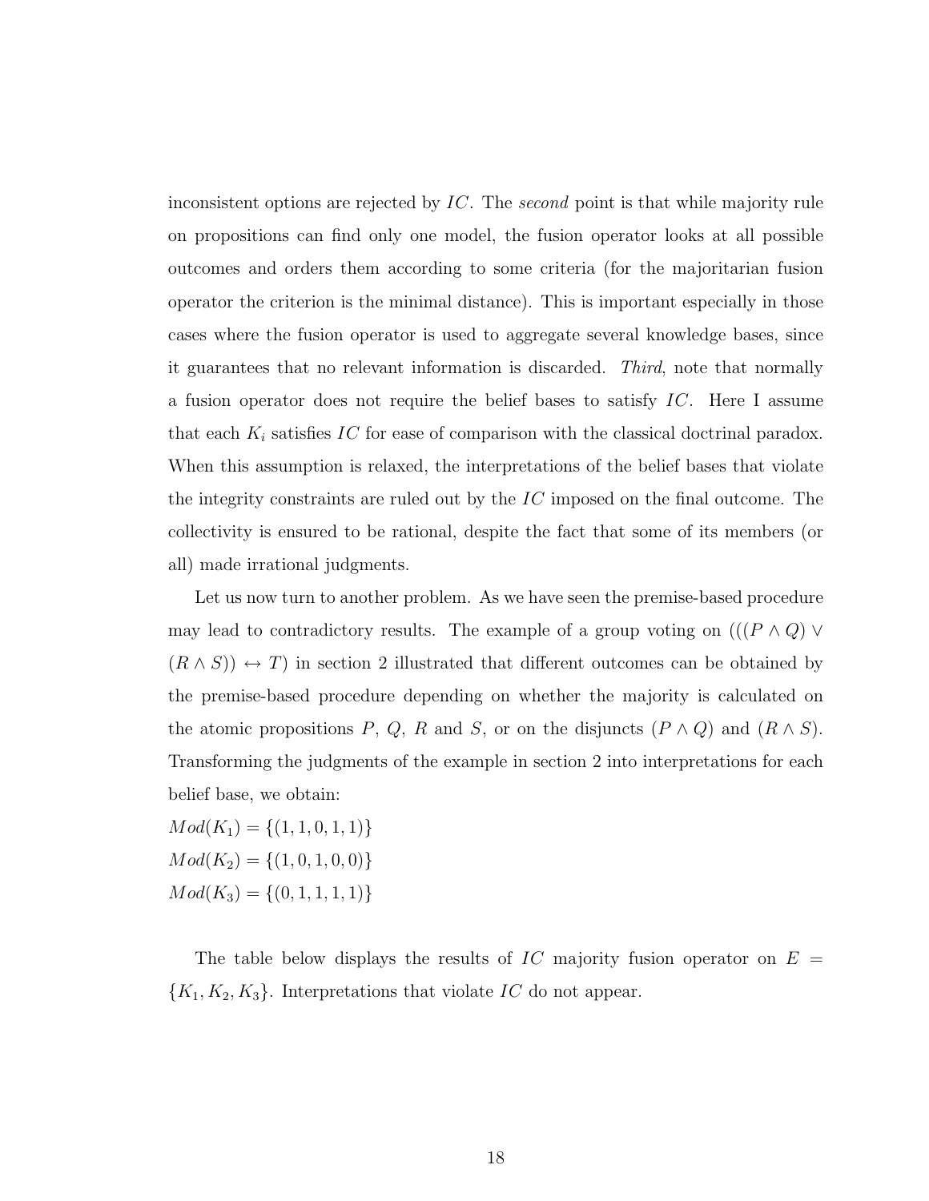inconsistent options are rejected by $IC$. The *second* point is that while majority rule on propositions can find only one model, the fusion operator looks at all possible outcomes and orders them according to some criteria (for the majoritarian fusion operator the criterion is the minimal distance). This is important especially in those cases where the fusion operator is used to aggregate several knowledge bases, since it guarantees that no relevant information is discarded. *Third*, note that normally a fusion operator does not require the belief bases to satisfy $IC$. Here I assume that each $K_i$ satisfies $IC$ for ease of comparison with the classical doctrinal paradox. When this assumption is relaxed, the interpretations of the belief bases that violate the integrity constraints are ruled out by the $IC$ imposed on the final outcome. The collectivity is ensured to be rational, despite the fact that some of its members (or all) made irrational judgments.

Let us now turn to another problem. As we have seen the premise-based procedure may lead to contradictory results. The example of a group voting on $(((P \wedge Q) \vee (R \wedge S)) \leftrightarrow T)$ in section 2 illustrated that different outcomes can be obtained by the premise-based procedure depending on whether the majority is calculated on the atomic propositions $P$, $Q$, $R$ and $S$, or on the disjuncts $(P \wedge Q)$ and $(R \wedge S)$. Transforming the judgments of the example in section 2 into interpretations for each belief base, we obtain:

$Mod(K_1) = \{(1, 1, 0, 1, 1)\}$
$Mod(K_2) = \{(1, 0, 1, 0, 0)\}$
$Mod(K_3) = \{(0, 1, 1, 1, 1)\}$

The table below displays the results of $IC$ majority fusion operator on $E = \{K_1, K_2, K_3\}$. Interpretations that violate $IC$ do not appear.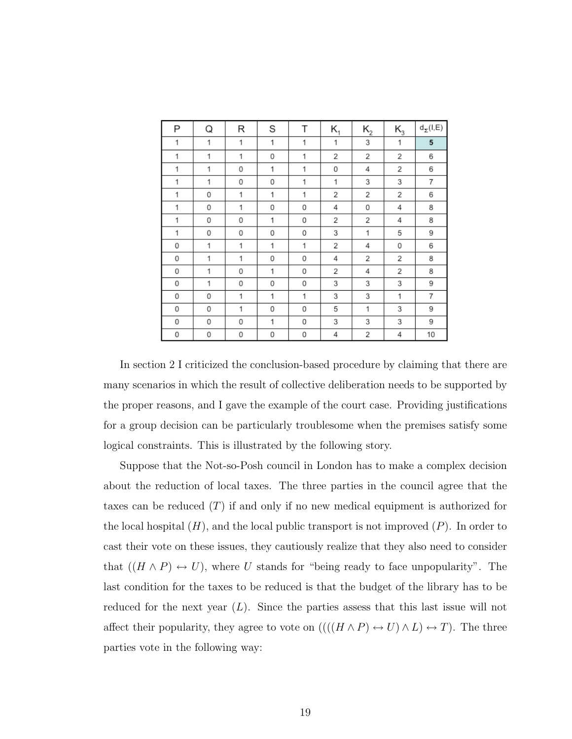| P | Q | R | S | T | $K_1$ | $K_2$ | $K_3$ | $d_\Sigma(I,E)$ |
|---|---|---|---|---|---|---|---|---|
| 1 | 1 | 1 | 1 | 1 | 1 | 3 | 1 | **5** |
| 1 | 1 | 1 | 0 | 1 | 2 | 2 | 2 | 6 |
| 1 | 1 | 0 | 1 | 1 | 0 | 4 | 2 | 6 |
| 1 | 1 | 0 | 0 | 1 | 1 | 3 | 3 | 7 |
| 1 | 0 | 1 | 1 | 1 | 2 | 2 | 2 | 6 |
| 1 | 0 | 1 | 0 | 0 | 4 | 0 | 4 | 8 |
| 1 | 0 | 0 | 1 | 0 | 2 | 2 | 4 | 8 |
| 1 | 0 | 0 | 0 | 0 | 3 | 1 | 5 | 9 |
| 0 | 1 | 1 | 1 | 1 | 2 | 4 | 0 | 6 |
| 0 | 1 | 1 | 0 | 0 | 4 | 2 | 2 | 8 |
| 0 | 1 | 0 | 1 | 0 | 2 | 4 | 2 | 8 |
| 0 | 1 | 0 | 0 | 0 | 3 | 3 | 3 | 9 |
| 0 | 0 | 1 | 1 | 1 | 3 | 3 | 1 | 7 |
| 0 | 0 | 1 | 0 | 0 | 5 | 1 | 3 | 9 |
| 0 | 0 | 0 | 1 | 0 | 3 | 3 | 3 | 9 |
| 0 | 0 | 0 | 0 | 0 | 4 | 2 | 4 | 10 |

In section 2 I criticized the conclusion-based procedure by claiming that there are many scenarios in which the result of collective deliberation needs to be supported by the proper reasons, and I gave the example of the court case. Providing justifications for a group decision can be particularly troublesome when the premises satisfy some logical constraints. This is illustrated by the following story.

Suppose that the Not-so-Posh council in London has to make a complex decision about the reduction of local taxes. The three parties in the council agree that the taxes can be reduced ($T$) if and only if no new medical equipment is authorized for the local hospital ($H$), and the local public transport is not improved ($P$). In order to cast their vote on these issues, they cautiously realize that they also need to consider that $((H \wedge P) \leftrightarrow U)$, where $U$ stands for "being ready to face unpopularity". The last condition for the taxes to be reduced is that the budget of the library has to be reduced for the next year ($L$). Since the parties assess that this last issue will not affect their popularity, they agree to vote on $((((H \wedge P) \leftrightarrow U) \wedge L) \leftrightarrow T)$. The three parties vote in the following way: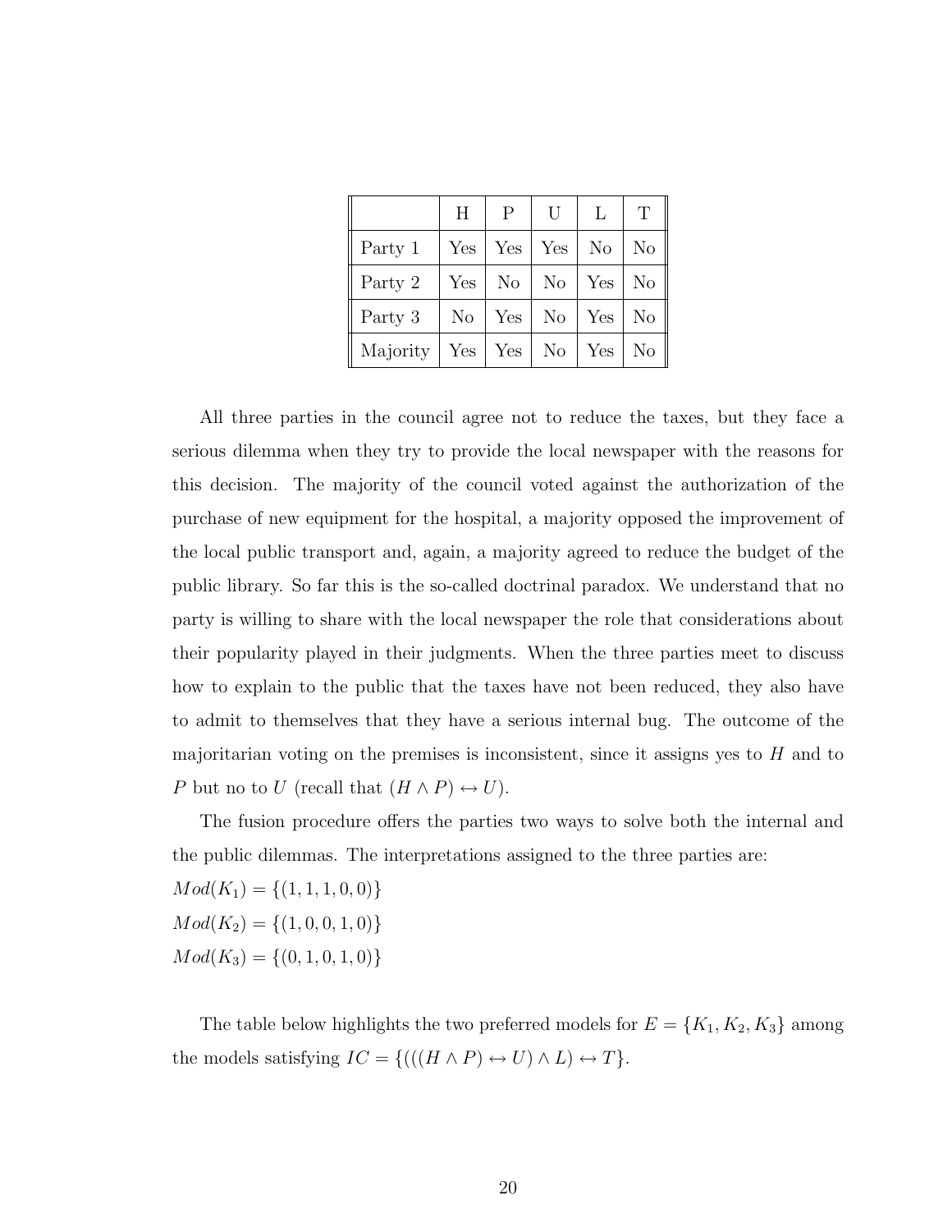|  | H | P | U | L | T |
|---|---|---|---|---|---|
| Party 1 | Yes | Yes | Yes | No | No |
| Party 2 | Yes | No | No | Yes | No |
| Party 3 | No | Yes | No | Yes | No |
| Majority | Yes | Yes | No | Yes | No |

All three parties in the council agree not to reduce the taxes, but they face a serious dilemma when they try to provide the local newspaper with the reasons for this decision. The majority of the council voted against the authorization of the purchase of new equipment for the hospital, a majority opposed the improvement of the local public transport and, again, a majority agreed to reduce the budget of the public library. So far this is the so-called doctrinal paradox. We understand that no party is willing to share with the local newspaper the role that considerations about their popularity played in their judgments. When the three parties meet to discuss how to explain to the public that the taxes have not been reduced, they also have to admit to themselves that they have a serious internal bug. The outcome of the majoritarian voting on the premises is inconsistent, since it assigns yes to $H$ and to $P$ but no to $U$ (recall that $(H \wedge P) \leftrightarrow U$).

The fusion procedure offers the parties two ways to solve both the internal and the public dilemmas. The interpretations assigned to the three parties are:

$Mod(K_1) = \{(1, 1, 1, 0, 0)\}$

$Mod(K_2) = \{(1, 0, 0, 1, 0)\}$

$Mod(K_3) = \{(0, 1, 0, 1, 0)\}$

The table below highlights the two preferred models for $E = \{K_1, K_2, K_3\}$ among the models satisfying $IC = \{(((H \wedge P) \leftrightarrow U) \wedge L) \leftrightarrow T\}$.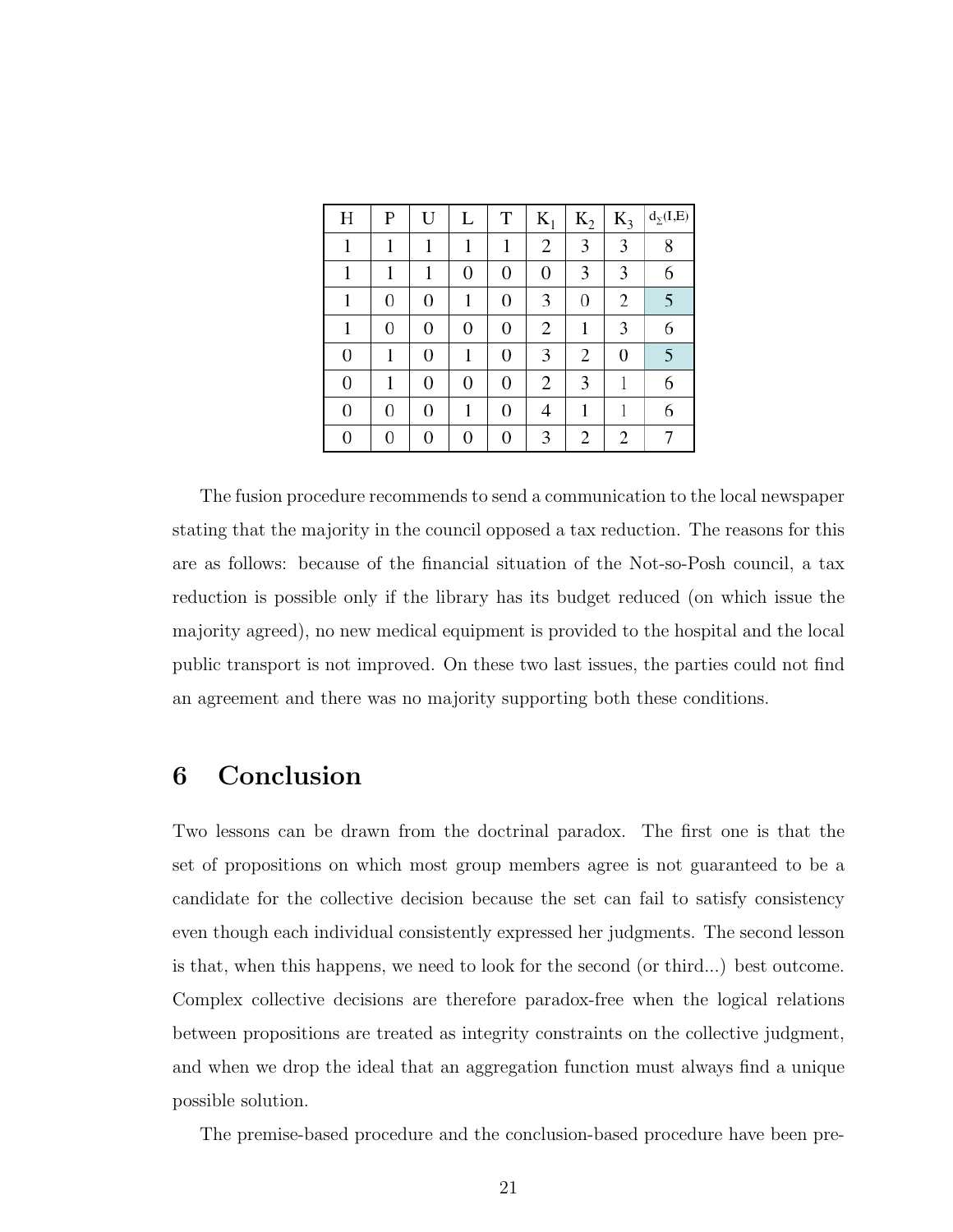| H | P | U | L | T | $K_1$ | $K_2$ | $K_3$ | $d_\Sigma(I,E)$ |
|---|---|---|---|---|---|---|---|---|
| 1 | 1 | 1 | 1 | 1 | 2 | 3 | 3 | 8 |
| 1 | 1 | 1 | 0 | 0 | 0 | 3 | 3 | 6 |
| 1 | 0 | 0 | 1 | 0 | 3 | 0 | 2 | 5 |
| 1 | 0 | 0 | 0 | 0 | 2 | 1 | 3 | 6 |
| 0 | 1 | 0 | 1 | 0 | 3 | 2 | 0 | 5 |
| 0 | 1 | 0 | 0 | 0 | 2 | 3 | 1 | 6 |
| 0 | 0 | 0 | 1 | 0 | 4 | 1 | 1 | 6 |
| 0 | 0 | 0 | 0 | 0 | 3 | 2 | 2 | 7 |

The fusion procedure recommends to send a communication to the local newspaper stating that the majority in the council opposed a tax reduction. The reasons for this are as follows: because of the financial situation of the Not-so-Posh council, a tax reduction is possible only if the library has its budget reduced (on which issue the majority agreed), no new medical equipment is provided to the hospital and the local public transport is not improved. On these two last issues, the parties could not find an agreement and there was no majority supporting both these conditions.

## 6 Conclusion

Two lessons can be drawn from the doctrinal paradox. The first one is that the set of propositions on which most group members agree is not guaranteed to be a candidate for the collective decision because the set can fail to satisfy consistency even though each individual consistently expressed her judgments. The second lesson is that, when this happens, we need to look for the second (or third...) best outcome. Complex collective decisions are therefore paradox-free when the logical relations between propositions are treated as integrity constraints on the collective judgment, and when we drop the ideal that an aggregation function must always find a unique possible solution.

The premise-based procedure and the conclusion-based procedure have been pre-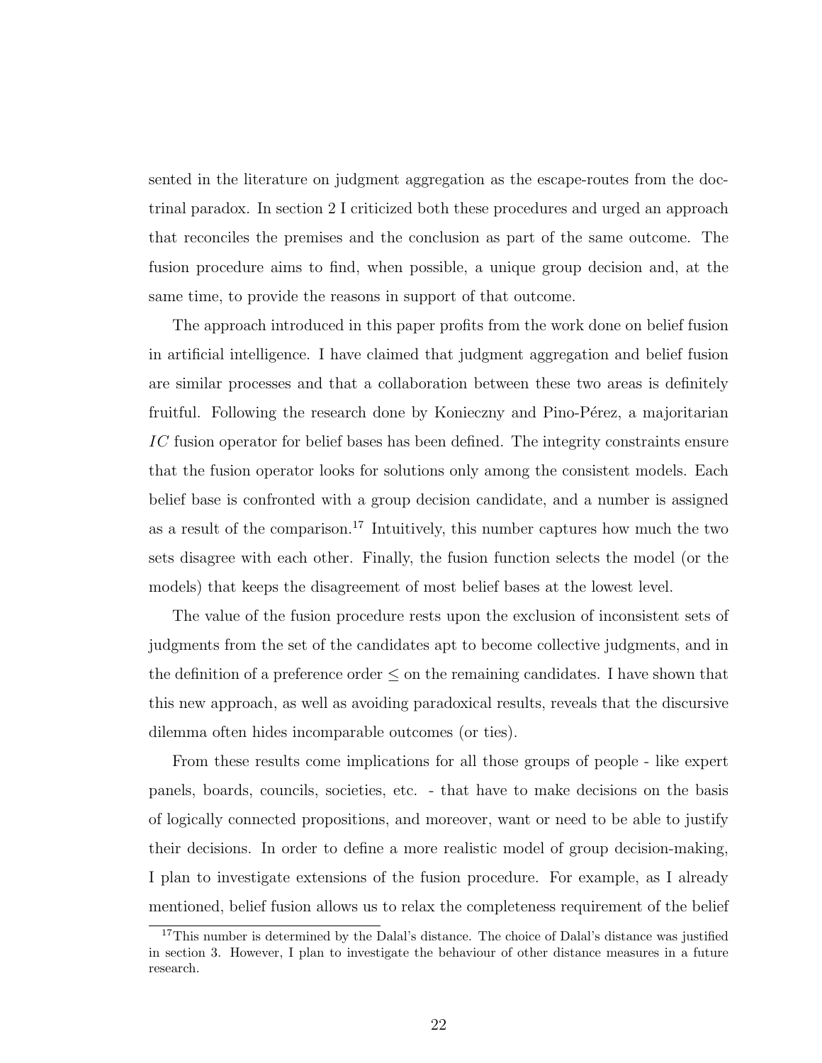sented in the literature on judgment aggregation as the escape-routes from the doctrinal paradox. In section 2 I criticized both these procedures and urged an approach that reconciles the premises and the conclusion as part of the same outcome. The fusion procedure aims to find, when possible, a unique group decision and, at the same time, to provide the reasons in support of that outcome.

The approach introduced in this paper profits from the work done on belief fusion in artificial intelligence. I have claimed that judgment aggregation and belief fusion are similar processes and that a collaboration between these two areas is definitely fruitful. Following the research done by Konieczny and Pino-Pérez, a majoritarian $IC$ fusion operator for belief bases has been defined. The integrity constraints ensure that the fusion operator looks for solutions only among the consistent models. Each belief base is confronted with a group decision candidate, and a number is assigned as a result of the comparison.[17] Intuitively, this number captures how much the two sets disagree with each other. Finally, the fusion function selects the model (or the models) that keeps the disagreement of most belief bases at the lowest level.

The value of the fusion procedure rests upon the exclusion of inconsistent sets of judgments from the set of the candidates apt to become collective judgments, and in the definition of a preference order $\leq$ on the remaining candidates. I have shown that this new approach, as well as avoiding paradoxical results, reveals that the discursive dilemma often hides incomparable outcomes (or ties).

From these results come implications for all those groups of people - like expert panels, boards, councils, societies, etc. - that have to make decisions on the basis of logically connected propositions, and moreover, want or need to be able to justify their decisions. In order to define a more realistic model of group decision-making, I plan to investigate extensions of the fusion procedure. For example, as I already mentioned, belief fusion allows us to relax the completeness requirement of the belief

[17] This number is determined by the Dalal's distance. The choice of Dalal's distance was justified in section 3. However, I plan to investigate the behaviour of other distance measures in a future research.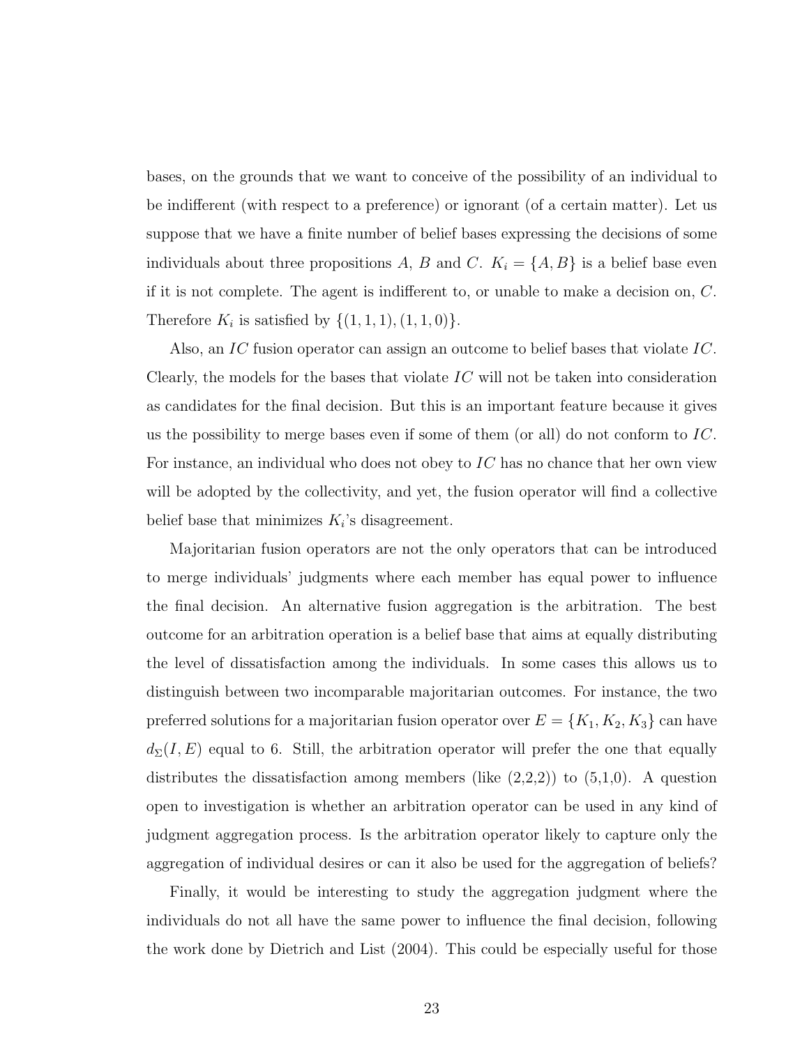bases, on the grounds that we want to conceive of the possibility of an individual to be indifferent (with respect to a preference) or ignorant (of a certain matter). Let us suppose that we have a finite number of belief bases expressing the decisions of some individuals about three propositions $A$, $B$ and $C$. $K_i = \{A, B\}$ is a belief base even if it is not complete. The agent is indifferent to, or unable to make a decision on, $C$. Therefore $K_i$ is satisfied by $\{(1, 1, 1), (1, 1, 0)\}$.

Also, an $IC$ fusion operator can assign an outcome to belief bases that violate $IC$. Clearly, the models for the bases that violate $IC$ will not be taken into consideration as candidates for the final decision. But this is an important feature because it gives us the possibility to merge bases even if some of them (or all) do not conform to $IC$. For instance, an individual who does not obey to $IC$ has no chance that her own view will be adopted by the collectivity, and yet, the fusion operator will find a collective belief base that minimizes $K_i$'s disagreement.

Majoritarian fusion operators are not the only operators that can be introduced to merge individuals' judgments where each member has equal power to influence the final decision. An alternative fusion aggregation is the arbitration. The best outcome for an arbitration operation is a belief base that aims at equally distributing the level of dissatisfaction among the individuals. In some cases this allows us to distinguish between two incomparable majoritarian outcomes. For instance, the two preferred solutions for a majoritarian fusion operator over $E = \{K_1, K_2, K_3\}$ can have $d_{\Sigma}(I, E)$ equal to 6. Still, the arbitration operator will prefer the one that equally distributes the dissatisfaction among members (like (2,2,2)) to (5,1,0). A question open to investigation is whether an arbitration operator can be used in any kind of judgment aggregation process. Is the arbitration operator likely to capture only the aggregation of individual desires or can it also be used for the aggregation of beliefs?

Finally, it would be interesting to study the aggregation judgment where the individuals do not all have the same power to influence the final decision, following the work done by Dietrich and List (2004). This could be especially useful for those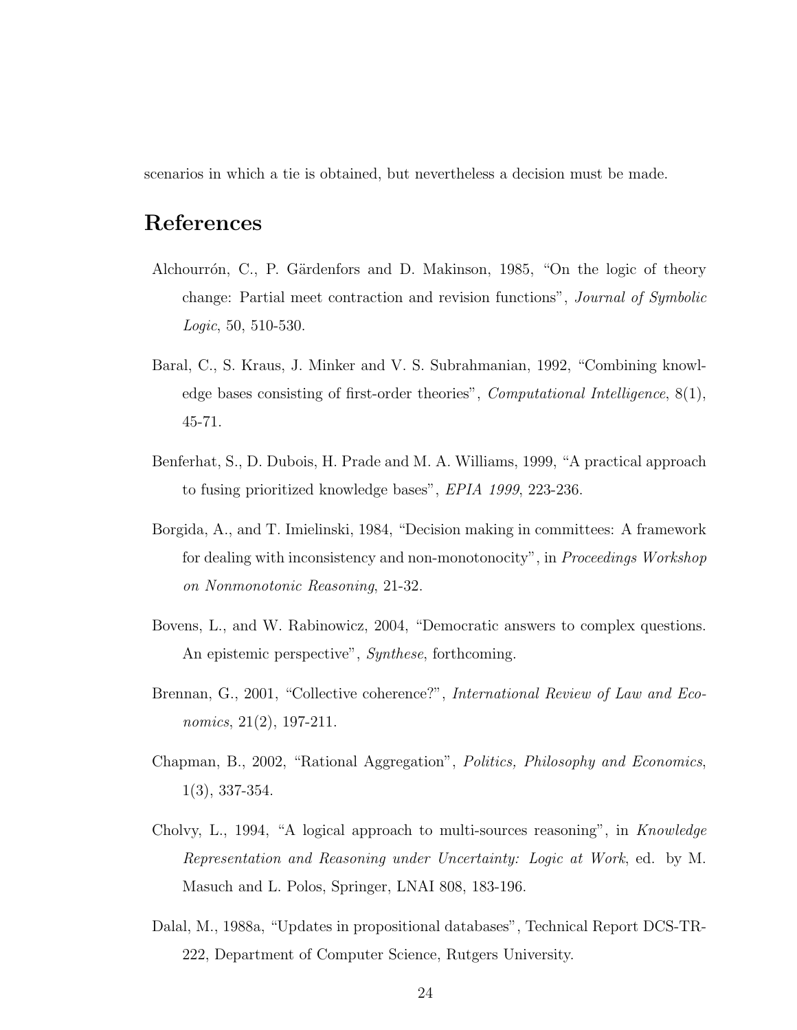scenarios in which a tie is obtained, but nevertheless a decision must be made.

# References

Alchourrón, C., P. Gärdenfors and D. Makinson, 1985, "On the logic of theory change: Partial meet contraction and revision functions", *Journal of Symbolic Logic*, 50, 510-530.

Baral, C., S. Kraus, J. Minker and V. S. Subrahmanian, 1992, "Combining knowledge bases consisting of first-order theories", *Computational Intelligence*, 8(1), 45-71.

Benferhat, S., D. Dubois, H. Prade and M. A. Williams, 1999, "A practical approach to fusing prioritized knowledge bases", *EPIA 1999*, 223-236.

Borgida, A., and T. Imielinski, 1984, "Decision making in committees: A framework for dealing with inconsistency and non-monotonocity", in *Proceedings Workshop on Nonmonotonic Reasoning*, 21-32.

Bovens, L., and W. Rabinowicz, 2004, "Democratic answers to complex questions. An epistemic perspective", *Synthese*, forthcoming.

Brennan, G., 2001, "Collective coherence?", *International Review of Law and Economics*, 21(2), 197-211.

Chapman, B., 2002, "Rational Aggregation", *Politics, Philosophy and Economics*, 1(3), 337-354.

Cholvy, L., 1994, "A logical approach to multi-sources reasoning", in *Knowledge Representation and Reasoning under Uncertainty: Logic at Work*, ed. by M. Masuch and L. Polos, Springer, LNAI 808, 183-196.

Dalal, M., 1988a, "Updates in propositional databases", Technical Report DCS-TR-222, Department of Computer Science, Rutgers University.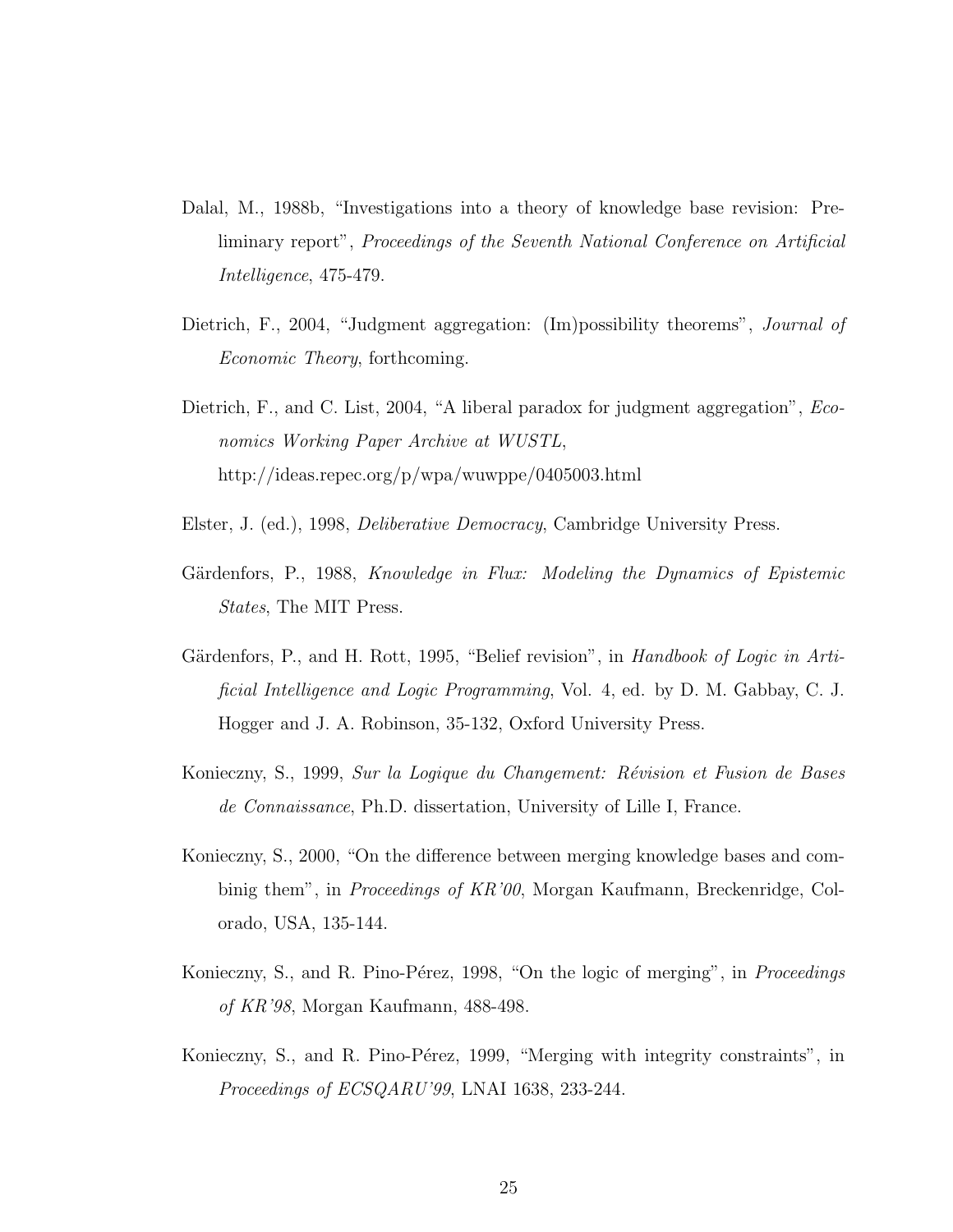Dalal, M., 1988b, "Investigations into a theory of knowledge base revision: Preliminary report", *Proceedings of the Seventh National Conference on Artificial Intelligence*, 475-479.

Dietrich, F., 2004, "Judgment aggregation: (Im)possibility theorems", *Journal of Economic Theory*, forthcoming.

Dietrich, F., and C. List, 2004, "A liberal paradox for judgment aggregation", *Economics Working Paper Archive at WUSTL*, http://ideas.repec.org/p/wpa/wuwppe/0405003.html

Elster, J. (ed.), 1998, *Deliberative Democracy*, Cambridge University Press.

Gärdenfors, P., 1988, *Knowledge in Flux: Modeling the Dynamics of Epistemic States*, The MIT Press.

Gärdenfors, P., and H. Rott, 1995, "Belief revision", in *Handbook of Logic in Artificial Intelligence and Logic Programming*, Vol. 4, ed. by D. M. Gabbay, C. J. Hogger and J. A. Robinson, 35-132, Oxford University Press.

Konieczny, S., 1999, *Sur la Logique du Changement: Révision et Fusion de Bases de Connaissance*, Ph.D. dissertation, University of Lille I, France.

Konieczny, S., 2000, "On the difference between merging knowledge bases and combinig them", in *Proceedings of KR'00*, Morgan Kaufmann, Breckenridge, Colorado, USA, 135-144.

Konieczny, S., and R. Pino-Pérez, 1998, "On the logic of merging", in *Proceedings of KR'98*, Morgan Kaufmann, 488-498.

Konieczny, S., and R. Pino-Pérez, 1999, "Merging with integrity constraints", in *Proceedings of ECSQARU'99*, LNAI 1638, 233-244.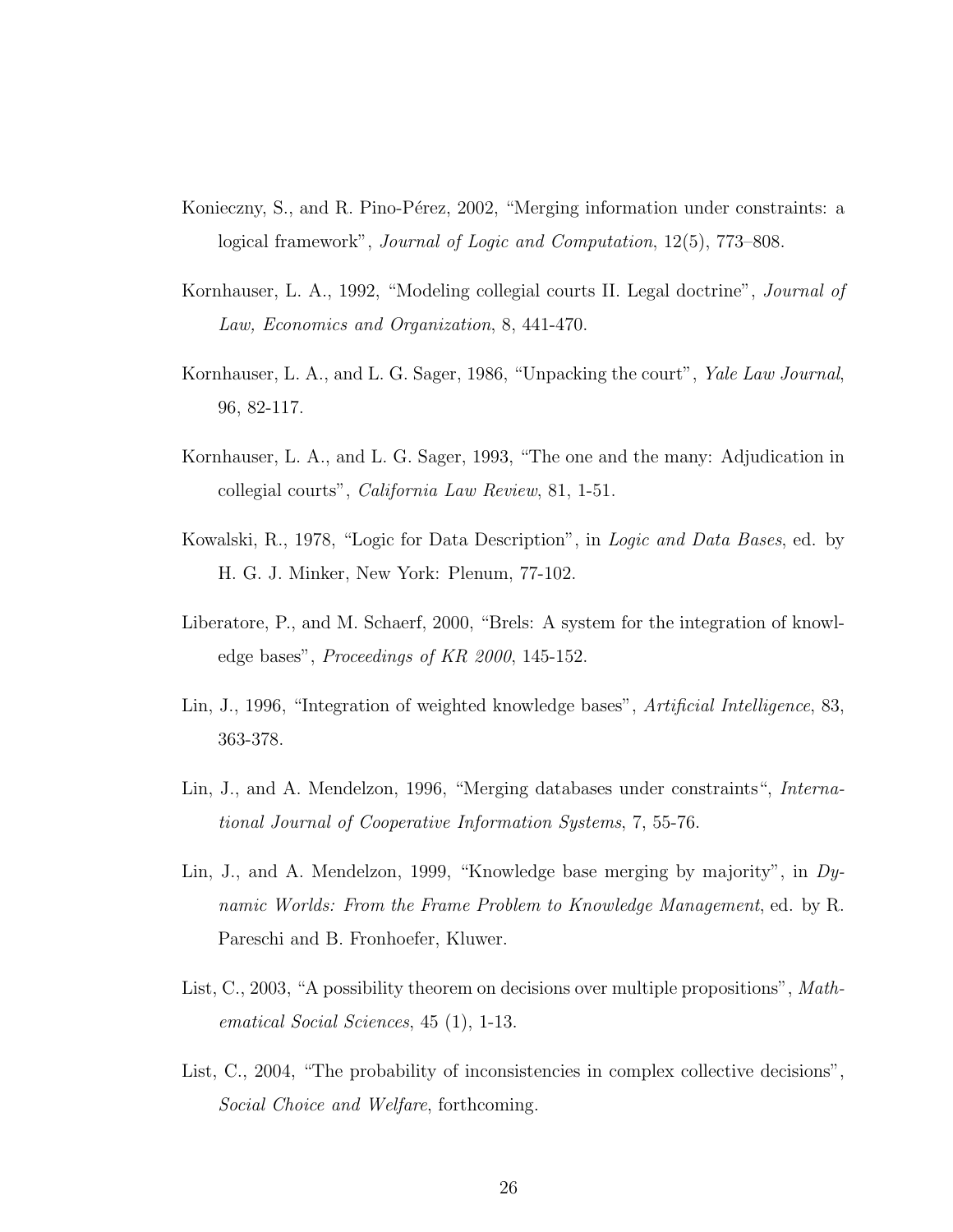Konieczny, S., and R. Pino-Pérez, 2002, "Merging information under constraints: a logical framework", *Journal of Logic and Computation*, 12(5), 773–808.

Kornhauser, L. A., 1992, "Modeling collegial courts II. Legal doctrine", *Journal of Law, Economics and Organization*, 8, 441-470.

Kornhauser, L. A., and L. G. Sager, 1986, "Unpacking the court", *Yale Law Journal*, 96, 82-117.

Kornhauser, L. A., and L. G. Sager, 1993, "The one and the many: Adjudication in collegial courts", *California Law Review*, 81, 1-51.

Kowalski, R., 1978, "Logic for Data Description", in *Logic and Data Bases*, ed. by H. G. J. Minker, New York: Plenum, 77-102.

Liberatore, P., and M. Schaerf, 2000, "Brels: A system for the integration of knowledge bases", *Proceedings of KR 2000*, 145-152.

Lin, J., 1996, "Integration of weighted knowledge bases", *Artificial Intelligence*, 83, 363-378.

Lin, J., and A. Mendelzon, 1996, "Merging databases under constraints", *International Journal of Cooperative Information Systems*, 7, 55-76.

Lin, J., and A. Mendelzon, 1999, "Knowledge base merging by majority", in *Dynamic Worlds: From the Frame Problem to Knowledge Management*, ed. by R. Pareschi and B. Fronhoefer, Kluwer.

List, C., 2003, "A possibility theorem on decisions over multiple propositions", *Mathematical Social Sciences*, 45 (1), 1-13.

List, C., 2004, "The probability of inconsistencies in complex collective decisions", *Social Choice and Welfare*, forthcoming.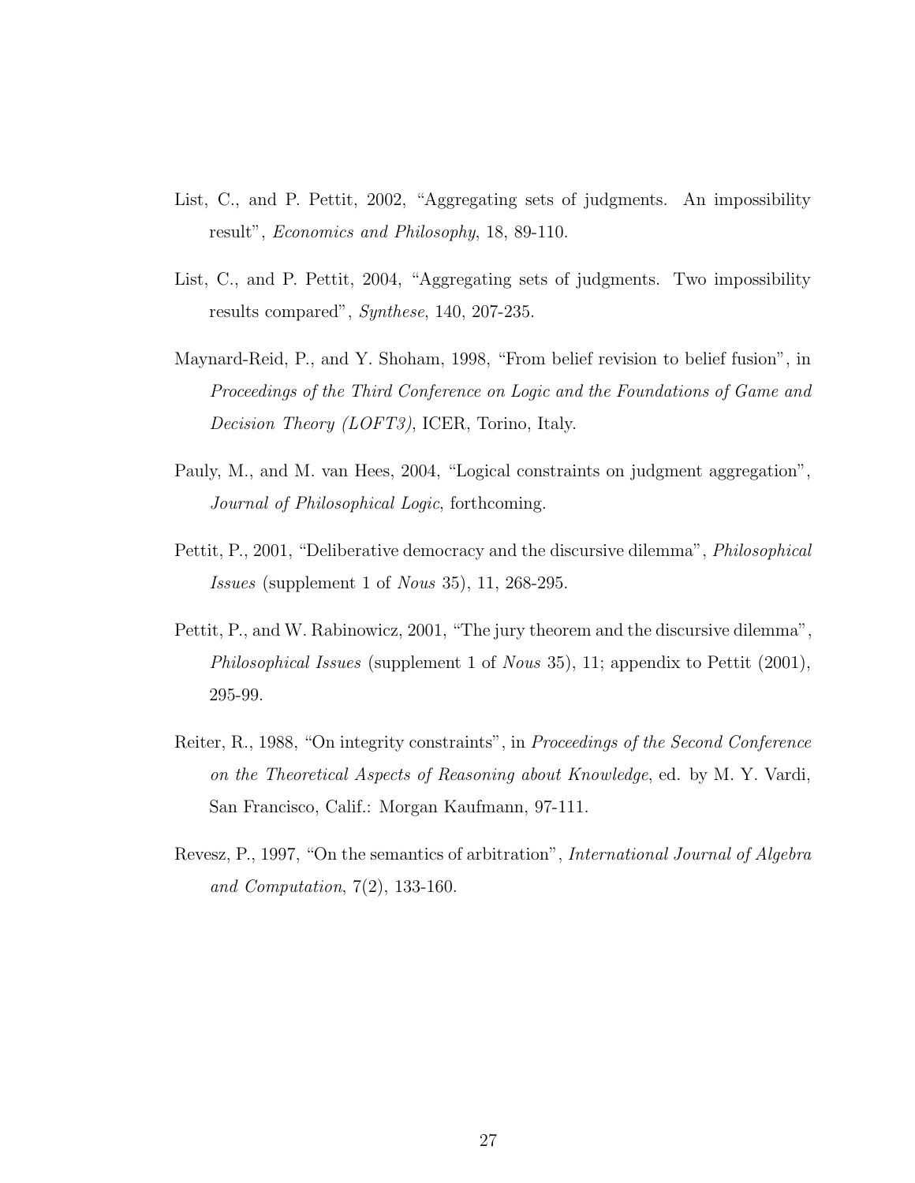List, C., and P. Pettit, 2002, "Aggregating sets of judgments. An impossibility result", *Economics and Philosophy*, 18, 89-110.

List, C., and P. Pettit, 2004, "Aggregating sets of judgments. Two impossibility results compared", *Synthese*, 140, 207-235.

Maynard-Reid, P., and Y. Shoham, 1998, "From belief revision to belief fusion", in *Proceedings of the Third Conference on Logic and the Foundations of Game and Decision Theory (LOFT3)*, ICER, Torino, Italy.

Pauly, M., and M. van Hees, 2004, "Logical constraints on judgment aggregation", *Journal of Philosophical Logic*, forthcoming.

Pettit, P., 2001, "Deliberative democracy and the discursive dilemma", *Philosophical Issues* (supplement 1 of *Nous* 35), 11, 268-295.

Pettit, P., and W. Rabinowicz, 2001, "The jury theorem and the discursive dilemma", *Philosophical Issues* (supplement 1 of *Nous* 35), 11; appendix to Pettit (2001), 295-99.

Reiter, R., 1988, "On integrity constraints", in *Proceedings of the Second Conference on the Theoretical Aspects of Reasoning about Knowledge*, ed. by M. Y. Vardi, San Francisco, Calif.: Morgan Kaufmann, 97-111.

Revesz, P., 1997, "On the semantics of arbitration", *International Journal of Algebra and Computation*, 7(2), 133-160.